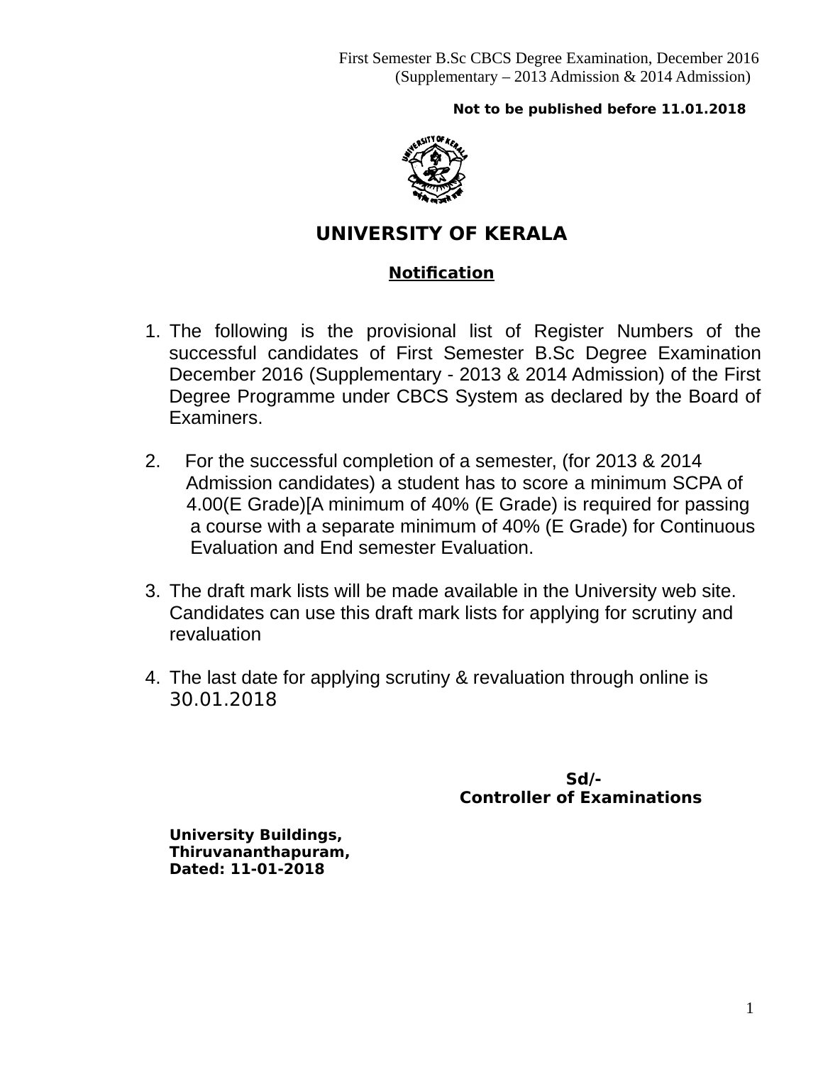First Semester B.Sc CBCS Degree Examination, December 2016
(Supplementary – 2013 Admission & 2014 Admission)

**Not to be published before 11.01.2018**

# UNIVERSITY OF KERALA

## Notification

1. The following is the provisional list of Register Numbers of the successful candidates of First Semester B.Sc Degree Examination December 2016 (Supplementary - 2013 & 2014 Admission) of the First Degree Programme under CBCS System as declared by the Board of Examiners.

2. For the successful completion of a semester, (for 2013 & 2014 Admission candidates) a student has to score a minimum SCPA of 4.00(E Grade)[A minimum of 40% (E Grade) is required for passing a course with a separate minimum of 40% (E Grade) for Continuous Evaluation and End semester Evaluation.

3. The draft mark lists will be made available in the University web site. Candidates can use this draft mark lists for applying for scrutiny and revaluation

4. The last date for applying scrutiny & revaluation through online is 30.01.2018

**Sd/-**
**Controller of Examinations**

**University Buildings,**
**Thiruvananthapuram,**
**Dated: 11-01-2018**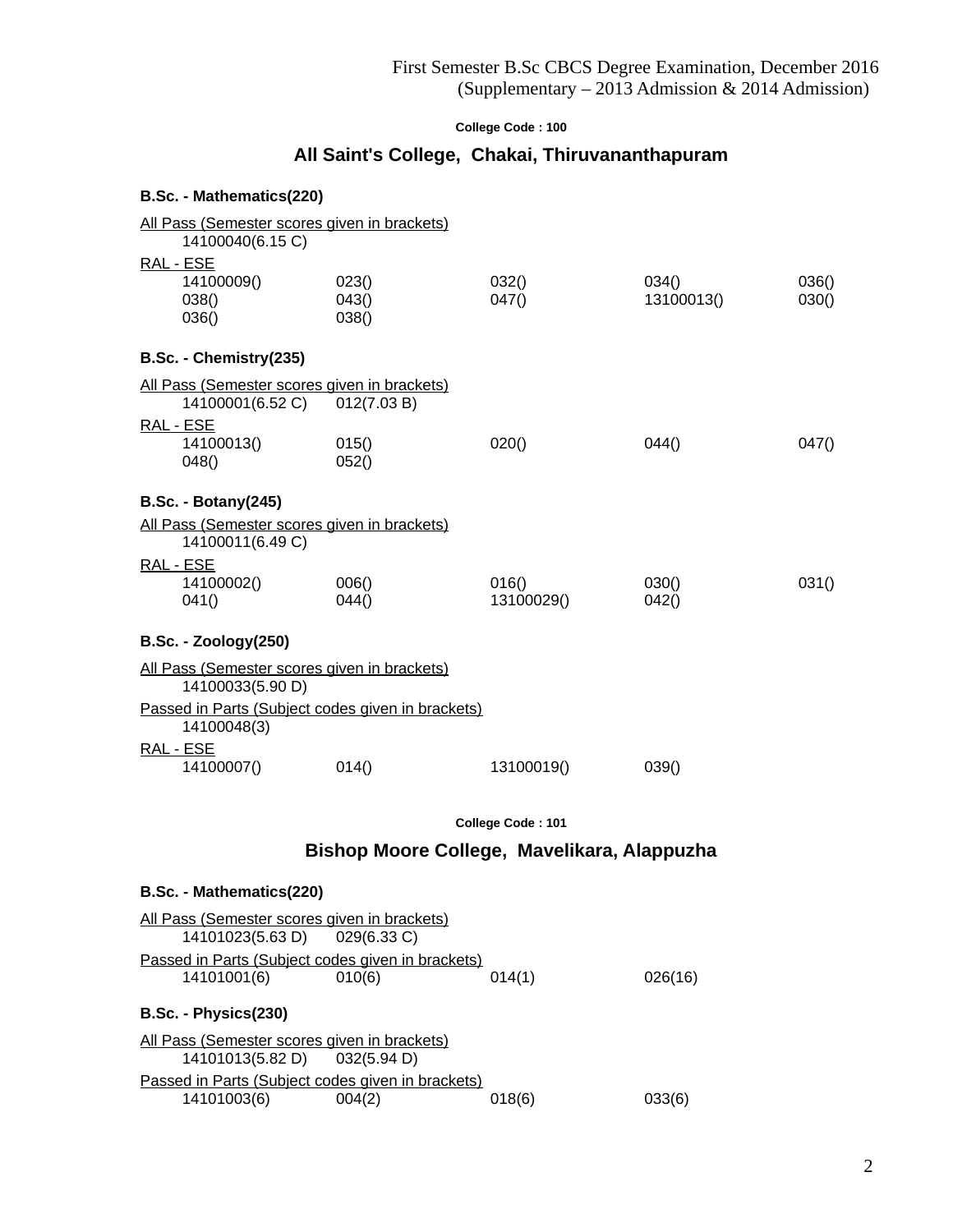First Semester B.Sc CBCS Degree Examination, December 2016
(Supplementary – 2013 Admission & 2014 Admission)

**College Code : 100**

## All Saint's College, Chakai, Thiruvananthapuram

### B.Sc. - Mathematics(220)

All Pass (Semester scores given in brackets)

| | | | | |
|---|---|---|---|---|
| 14100040(6.15 C) | | | | |

RAL - ESE

| | | | | |
|---|---|---|---|---|
| 14100009() | 023() | 032() | 034() | 036() |
| 038() | 043() | 047() | 13100013() | 030() |
| 036() | 038() | | | |

### B.Sc. - Chemistry(235)

All Pass (Semester scores given in brackets)

| | | | | |
|---|---|---|---|---|
| 14100001(6.52 C) | 012(7.03 B) | | | |

RAL - ESE

| | | | | |
|---|---|---|---|---|
| 14100013() | 015() | 020() | 044() | 047() |
| 048() | 052() | | | |

### B.Sc. - Botany(245)

All Pass (Semester scores given in brackets)

| | | | | |
|---|---|---|---|---|
| 14100011(6.49 C) | | | | |

RAL - ESE

| | | | | |
|---|---|---|---|---|
| 14100002() | 006() | 016() | 030() | 031() |
| 041() | 044() | 13100029() | 042() | |

### B.Sc. - Zoology(250)

All Pass (Semester scores given in brackets)

| | | | | |
|---|---|---|---|---|
| 14100033(5.90 D) | | | | |

Passed in Parts (Subject codes given in brackets)

| | | | | |
|---|---|---|---|---|
| 14100048(3) | | | | |

RAL - ESE

| | | | | |
|---|---|---|---|---|
| 14100007() | 014() | 13100019() | 039() | |

**College Code : 101**

## Bishop Moore College, Mavelikara, Alappuzha

### B.Sc. - Mathematics(220)

All Pass (Semester scores given in brackets)

| | | | |
|---|---|---|---|
| 14101023(5.63 D) | 029(6.33 C) | | |

Passed in Parts (Subject codes given in brackets)

| | | | |
|---|---|---|---|
| 14101001(6) | 010(6) | 014(1) | 026(16) |

### B.Sc. - Physics(230)

All Pass (Semester scores given in brackets)

| | | | |
|---|---|---|---|
| 14101013(5.82 D) | 032(5.94 D) | | |

Passed in Parts (Subject codes given in brackets)

| | | | |
|---|---|---|---|
| 14101003(6) | 004(2) | 018(6) | 033(6) |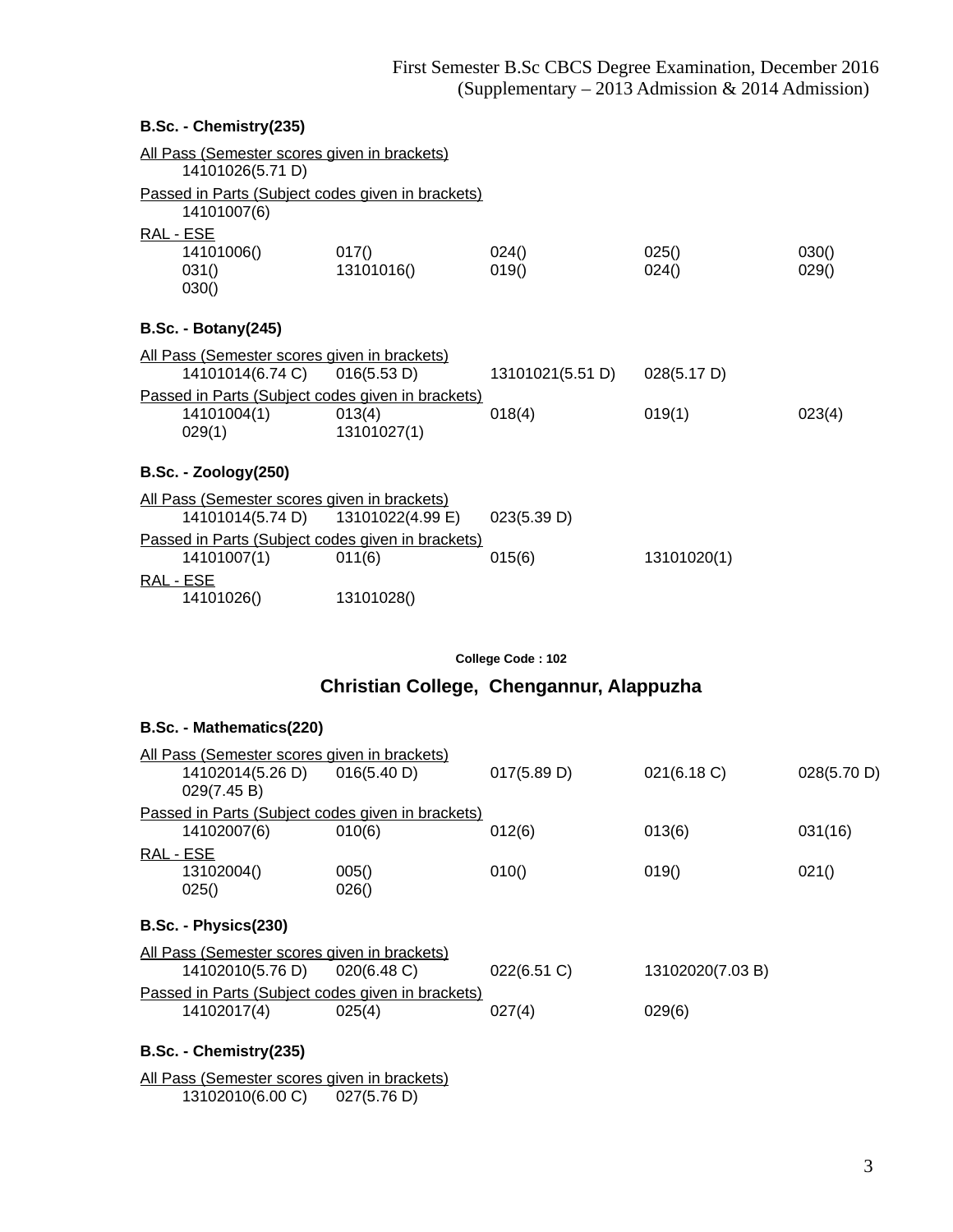### B.Sc. - Chemistry(235)

All Pass (Semester scores given in brackets)

| | | | | |
|---|---|---|---|---|
| 14101026(5.71 D) | | | | |

Passed in Parts (Subject codes given in brackets)

| | | | | |
|---|---|---|---|---|
| 14101007(6) | | | | |

RAL - ESE

| | | | | |
|---|---|---|---|---|
| 14101006() | 017() | 024() | 025() | 030() |
| 031() | 13101016() | 019() | 024() | 029() |
| 030() | | | | |

### B.Sc. - Botany(245)

All Pass (Semester scores given in brackets)

| | | | | |
|---|---|---|---|---|
| 14101014(6.74 C) | 016(5.53 D) | 13101021(5.51 D) | 028(5.17 D) | |

Passed in Parts (Subject codes given in brackets)

| | | | | |
|---|---|---|---|---|
| 14101004(1) | 013(4) | 018(4) | 019(1) | 023(4) |
| 029(1) | 13101027(1) | | | |

### B.Sc. - Zoology(250)

All Pass (Semester scores given in brackets)

| | | | | |
|---|---|---|---|---|
| 14101014(5.74 D) | 13101022(4.99 E) | 023(5.39 D) | | |

Passed in Parts (Subject codes given in brackets)

| | | | | |
|---|---|---|---|---|
| 14101007(1) | 011(6) | 015(6) | 13101020(1) | |

RAL - ESE

| | | | | |
|---|---|---|---|---|
| 14101026() | 13101028() | | | |

**College Code : 102**

## Christian College, Chengannur, Alappuzha

### B.Sc. - Mathematics(220)

All Pass (Semester scores given in brackets)

| | | | | |
|---|---|---|---|---|
| 14102014(5.26 D) | 016(5.40 D) | 017(5.89 D) | 021(6.18 C) | 028(5.70 D) |
| 029(7.45 B) | | | | |

Passed in Parts (Subject codes given in brackets)

| | | | | |
|---|---|---|---|---|
| 14102007(6) | 010(6) | 012(6) | 013(6) | 031(16) |

RAL - ESE

| | | | | |
|---|---|---|---|---|
| 13102004() | 005() | 010() | 019() | 021() |
| 025() | 026() | | | |

### B.Sc. - Physics(230)

All Pass (Semester scores given in brackets)

| | | | | |
|---|---|---|---|---|
| 14102010(5.76 D) | 020(6.48 C) | 022(6.51 C) | 13102020(7.03 B) | |

Passed in Parts (Subject codes given in brackets)

| | | | | |
|---|---|---|---|---|
| 14102017(4) | 025(4) | 027(4) | 029(6) | |

### B.Sc. - Chemistry(235)

All Pass (Semester scores given in brackets)

| | | | | |
|---|---|---|---|---|
| 13102010(6.00 C) | 027(5.76 D) | | | |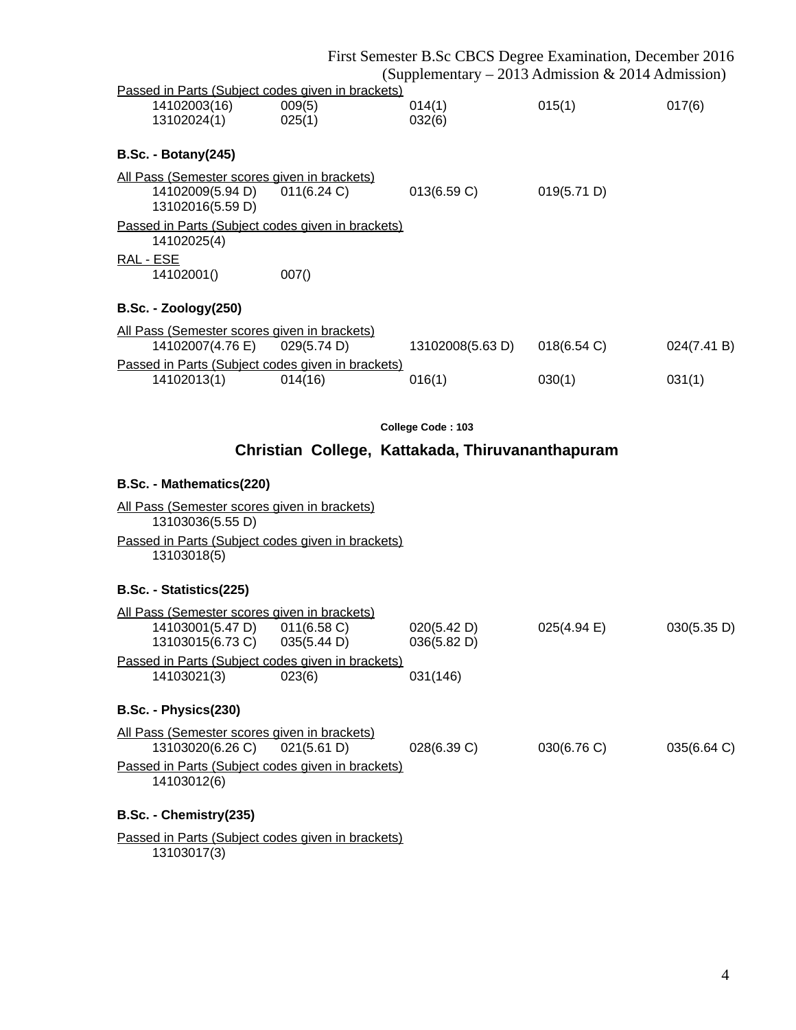Passed in Parts (Subject codes given in brackets)

| | | | | |
|---|---|---|---|---|
| 14102003(16) | 009(5) | 014(1) | 015(1) | 017(6) |
| 13102024(1) | 025(1) | 032(6) | | |

**B.Sc. - Botany(245)**

All Pass (Semester scores given in brackets)

| | | | |
|---|---|---|---|
| 14102009(5.94 D) | 011(6.24 C) | 013(6.59 C) | 019(5.71 D) |
| 13102016(5.59 D) | | | |

Passed in Parts (Subject codes given in brackets)

14102025(4)

RAL - ESE

| | |
|---|---|
| 14102001() | 007() |

**B.Sc. - Zoology(250)**

All Pass (Semester scores given in brackets)

| | | | | |
|---|---|---|---|---|
| 14102007(4.76 E) | 029(5.74 D) | 13102008(5.63 D) | 018(6.54 C) | 024(7.41 B) |

Passed in Parts (Subject codes given in brackets)

| | | | | |
|---|---|---|---|---|
| 14102013(1) | 014(16) | 016(1) | 030(1) | 031(1) |

**College Code : 103**

## Christian College, Kattakada, Thiruvananthapuram

**B.Sc. - Mathematics(220)**

All Pass (Semester scores given in brackets)

13103036(5.55 D)

Passed in Parts (Subject codes given in brackets)

13103018(5)

**B.Sc. - Statistics(225)**

All Pass (Semester scores given in brackets)

| | | | | |
|---|---|---|---|---|
| 14103001(5.47 D) | 011(6.58 C) | 020(5.42 D) | 025(4.94 E) | 030(5.35 D) |
| 13103015(6.73 C) | 035(5.44 D) | 036(5.82 D) | | |

Passed in Parts (Subject codes given in brackets)

| | | |
|---|---|---|
| 14103021(3) | 023(6) | 031(146) |

**B.Sc. - Physics(230)**

All Pass (Semester scores given in brackets)

| | | | | |
|---|---|---|---|---|
| 13103020(6.26 C) | 021(5.61 D) | 028(6.39 C) | 030(6.76 C) | 035(6.64 C) |

Passed in Parts (Subject codes given in brackets)

14103012(6)

**B.Sc. - Chemistry(235)**

Passed in Parts (Subject codes given in brackets)

13103017(3)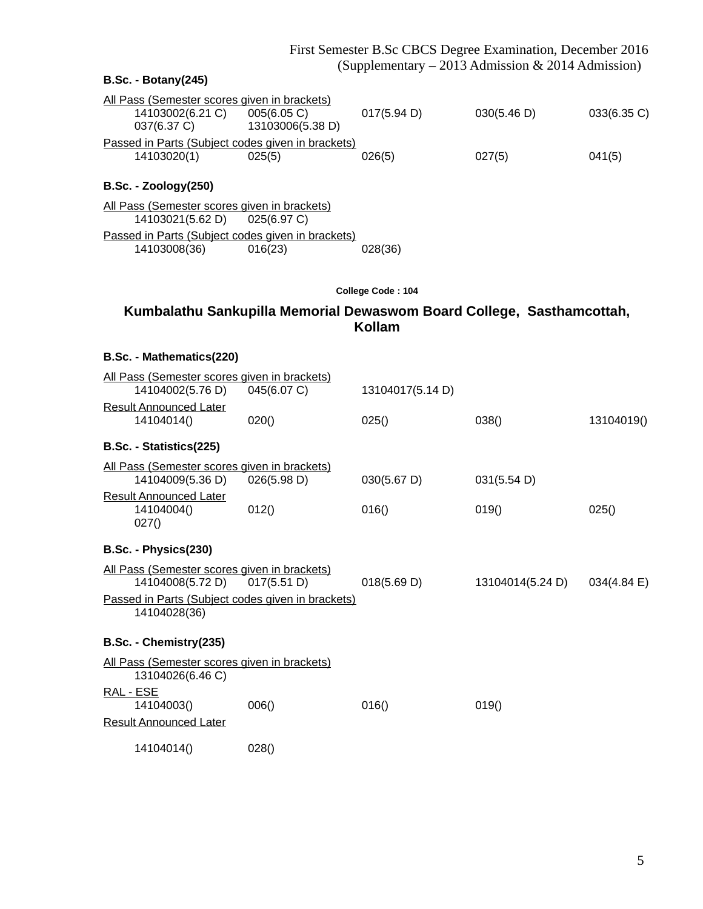### B.Sc. - Botany(245)

All Pass (Semester scores given in brackets)

14103002(6.21 C) 005(6.05 C) 017(5.94 D) 030(5.46 D) 033(6.35 C)
037(6.37 C) 13103006(5.38 D)

Passed in Parts (Subject codes given in brackets)

14103020(1) 025(5) 026(5) 027(5) 041(5)

### B.Sc. - Zoology(250)

All Pass (Semester scores given in brackets)

14103021(5.62 D) 025(6.97 C)

Passed in Parts (Subject codes given in brackets)

14103008(36) 016(23) 028(36)

College Code : 104

## Kumbalathu Sankupilla Memorial Dewaswom Board College, Sasthamcottah, Kollam

### B.Sc. - Mathematics(220)

All Pass (Semester scores given in brackets)

14104002(5.76 D) 045(6.07 C) 13104017(5.14 D)

Result Announced Later

14104014() 020() 025() 038() 13104019()

### B.Sc. - Statistics(225)

All Pass (Semester scores given in brackets)

14104009(5.36 D) 026(5.98 D) 030(5.67 D) 031(5.54 D)

Result Announced Later

14104004() 012() 016() 019() 025()
027()

### B.Sc. - Physics(230)

All Pass (Semester scores given in brackets)

14104008(5.72 D) 017(5.51 D) 018(5.69 D) 13104014(5.24 D) 034(4.84 E)

Passed in Parts (Subject codes given in brackets)

14104028(36)

### B.Sc. - Chemistry(235)

All Pass (Semester scores given in brackets)

13104026(6.46 C)

RAL - ESE

14104003() 006() 016() 019()

Result Announced Later

14104014() 028()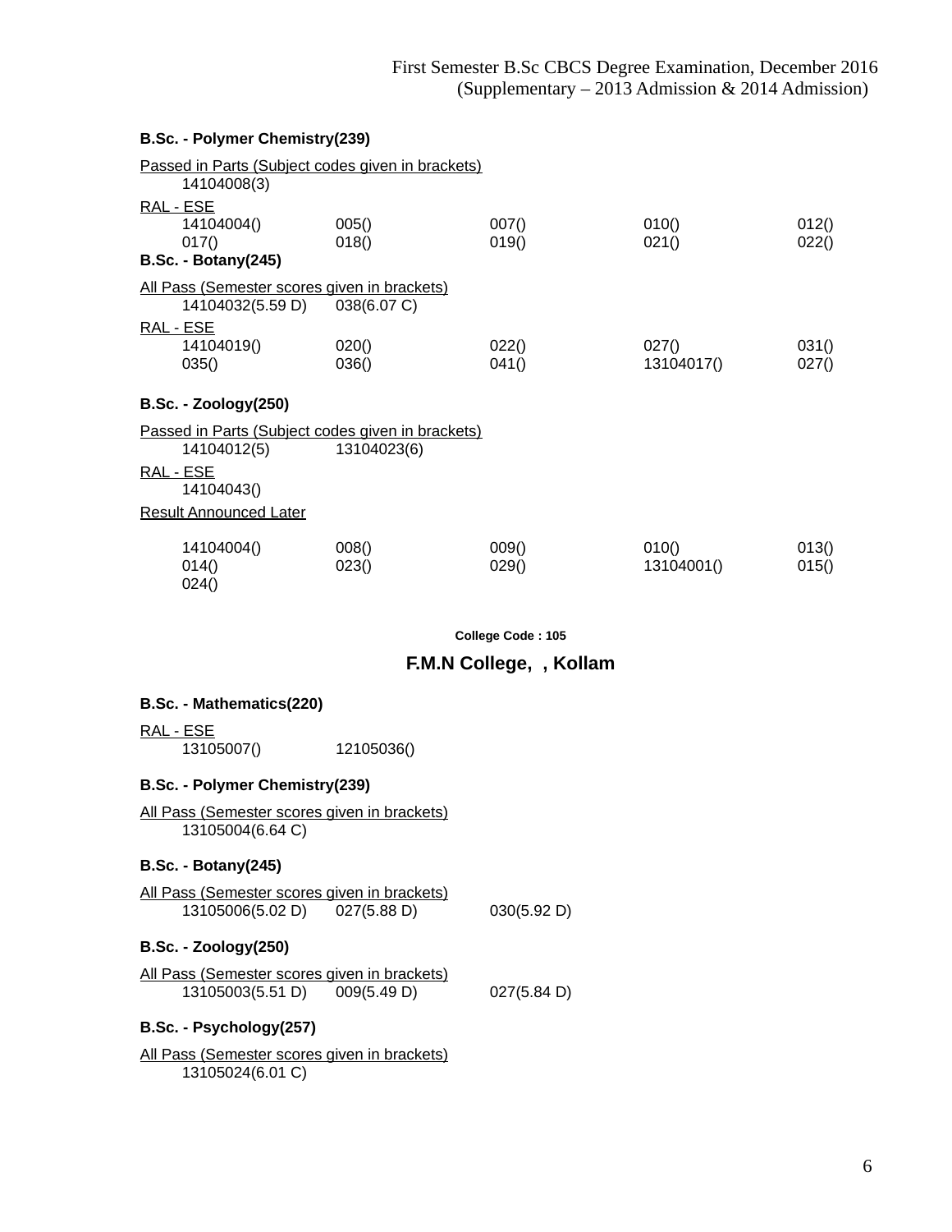**B.Sc. - Polymer Chemistry(239)**

Passed in Parts (Subject codes given in brackets)

| | | | | |
|---|---|---|---|---|
| 14104008(3) | | | | |

RAL - ESE

| | | | | |
|---|---|---|---|---|
| 14104004() | 005() | 007() | 010() | 012() |
| 017() | 018() | 019() | 021() | 022() |

**B.Sc. - Botany(245)**

All Pass (Semester scores given in brackets)

| | | | | |
|---|---|---|---|---|
| 14104032(5.59 D) | 038(6.07 C) | | | |

RAL - ESE

| | | | | |
|---|---|---|---|---|
| 14104019() | 020() | 022() | 027() | 031() |
| 035() | 036() | 041() | 13104017() | 027() |

**B.Sc. - Zoology(250)**

Passed in Parts (Subject codes given in brackets)

| | | | | |
|---|---|---|---|---|
| 14104012(5) | 13104023(6) | | | |

RAL - ESE

| | | | | |
|---|---|---|---|---|
| 14104043() | | | | |

Result Announced Later

| | | | | |
|---|---|---|---|---|
| 14104004() | 008() | 009() | 010() | 013() |
| 014() | 023() | 029() | 13104001() | 015() |
| 024() | | | | |

**College Code : 105**

## F.M.N College, , Kollam

**B.Sc. - Mathematics(220)**

RAL - ESE

| | | | | |
|---|---|---|---|---|
| 13105007() | 12105036() | | | |

**B.Sc. - Polymer Chemistry(239)**

All Pass (Semester scores given in brackets)

| | | | | |
|---|---|---|---|---|
| 13105004(6.64 C) | | | | |

**B.Sc. - Botany(245)**

All Pass (Semester scores given in brackets)

| | | | | |
|---|---|---|---|---|
| 13105006(5.02 D) | 027(5.88 D) | 030(5.92 D) | | |

**B.Sc. - Zoology(250)**

All Pass (Semester scores given in brackets)

| | | | | |
|---|---|---|---|---|
| 13105003(5.51 D) | 009(5.49 D) | 027(5.84 D) | | |

**B.Sc. - Psychology(257)**

All Pass (Semester scores given in brackets)

| | | | | |
|---|---|---|---|---|
| 13105024(6.01 C) | | | | |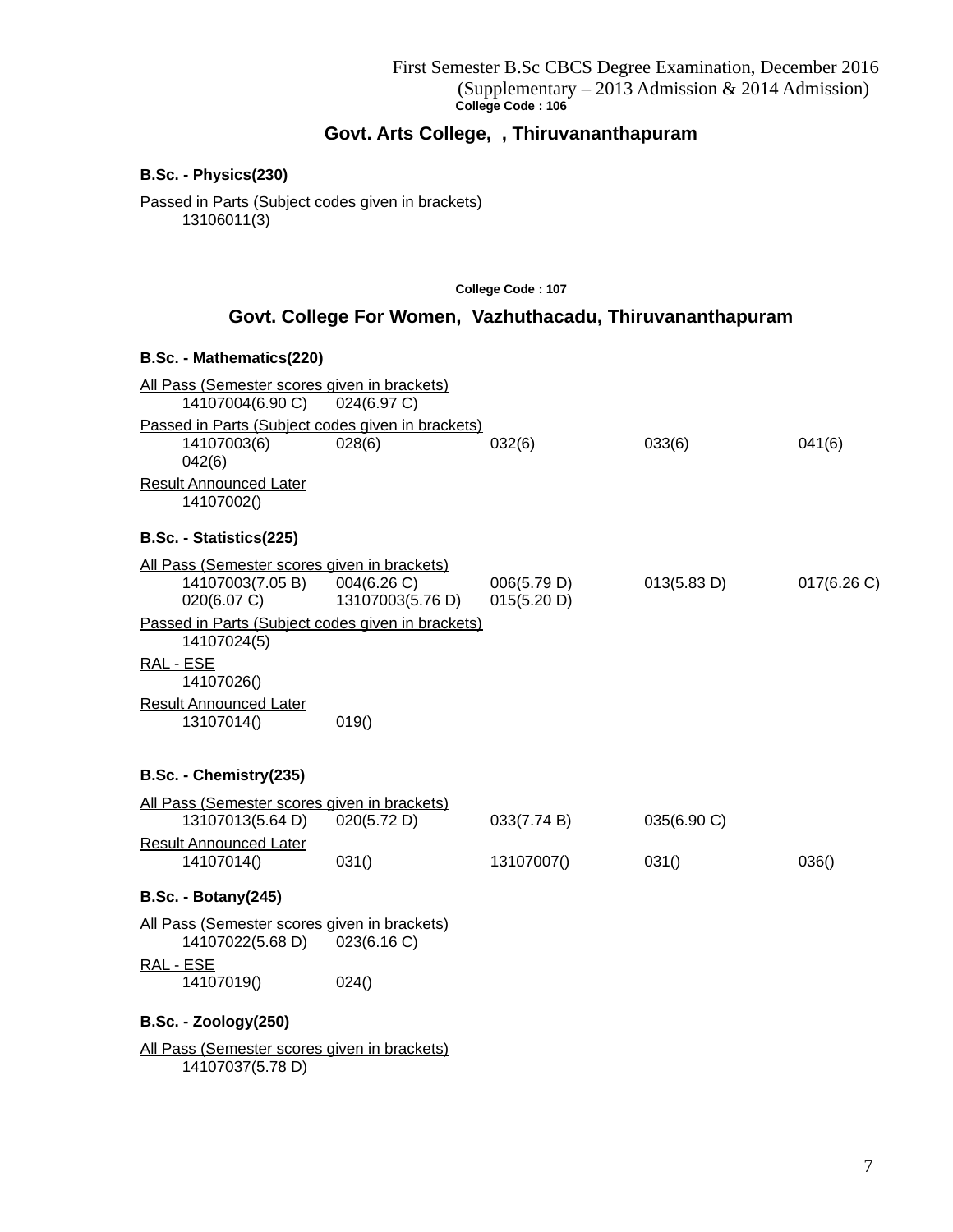First Semester B.Sc CBCS Degree Examination, December 2016
(Supplementary – 2013 Admission & 2014 Admission)

**College Code : 106**

## Govt. Arts College, , Thiruvananthapuram

### B.Sc. - Physics(230)

Passed in Parts (Subject codes given in brackets)

13106011(3)

**College Code : 107**

## Govt. College For Women, Vazhuthacadu, Thiruvananthapuram

### B.Sc. - Mathematics(220)

All Pass (Semester scores given in brackets)

14107004(6.90 C) 024(6.97 C)

Passed in Parts (Subject codes given in brackets)

14107003(6) 028(6) 032(6) 033(6) 041(6) 042(6)

Result Announced Later

14107002()

### B.Sc. - Statistics(225)

All Pass (Semester scores given in brackets)

14107003(7.05 B) 004(6.26 C) 006(5.79 D) 013(5.83 D) 017(6.26 C) 020(6.07 C) 13107003(5.76 D) 015(5.20 D)

Passed in Parts (Subject codes given in brackets)

14107024(5)

RAL - ESE

14107026()

Result Announced Later

13107014() 019()

### B.Sc. - Chemistry(235)

All Pass (Semester scores given in brackets)

13107013(5.64 D) 020(5.72 D) 033(7.74 B) 035(6.90 C)

Result Announced Later

14107014() 031() 13107007() 031() 036()

### B.Sc. - Botany(245)

All Pass (Semester scores given in brackets)

14107022(5.68 D) 023(6.16 C)

RAL - ESE

14107019() 024()

### B.Sc. - Zoology(250)

All Pass (Semester scores given in brackets)

14107037(5.78 D)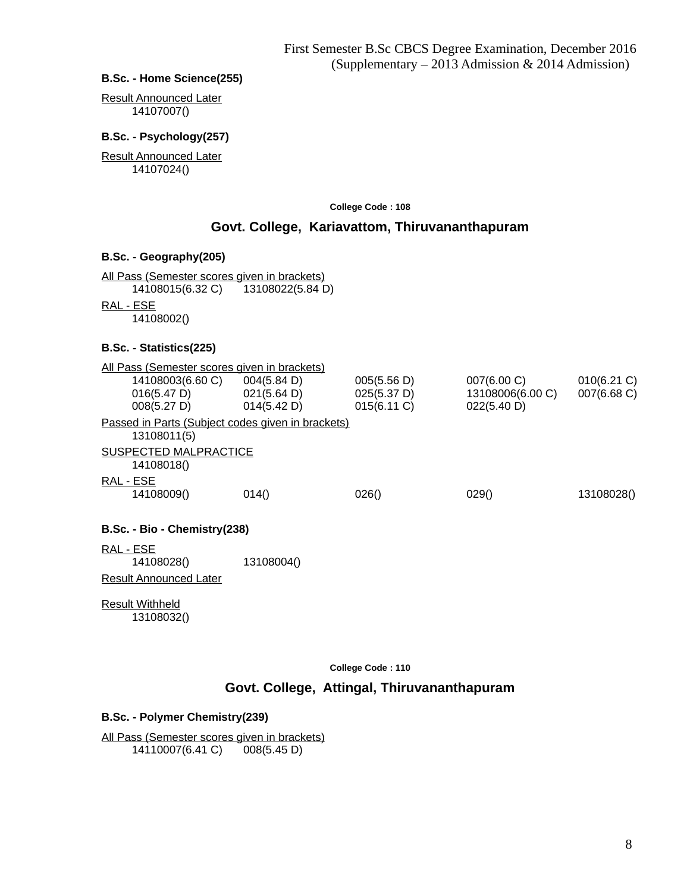First Semester B.Sc CBCS Degree Examination, December 2016
(Supplementary – 2013 Admission & 2014 Admission)

**B.Sc. - Home Science(255)**

Result Announced Later
14107007()

**B.Sc. - Psychology(257)**

Result Announced Later
14107024()

College Code : 108

## Govt. College, Kariavattom, Thiruvananthapuram

**B.Sc. - Geography(205)**

All Pass (Semester scores given in brackets)

| | |
|---|---|
| 14108015(6.32 C) | 13108022(5.84 D) |

RAL - ESE
14108002()

**B.Sc. - Statistics(225)**

All Pass (Semester scores given in brackets)

| | | | | |
|---|---|---|---|---|
| 14108003(6.60 C) | 004(5.84 D) | 005(5.56 D) | 007(6.00 C) | 010(6.21 C) |
| 016(5.47 D) | 021(5.64 D) | 025(5.37 D) | 13108006(6.00 C) | 007(6.68 C) |
| 008(5.27 D) | 014(5.42 D) | 015(6.11 C) | 022(5.40 D) | |

Passed in Parts (Subject codes given in brackets)
13108011(5)

SUSPECTED MALPRACTICE
14108018()

RAL - ESE

| | | | | |
|---|---|---|---|---|
| 14108009() | 014() | 026() | 029() | 13108028() |

**B.Sc. - Bio - Chemistry(238)**

RAL - ESE

| | |
|---|---|
| 14108028() | 13108004() |

Result Announced Later

Result Withheld
13108032()

College Code : 110

## Govt. College, Attingal, Thiruvananthapuram

**B.Sc. - Polymer Chemistry(239)**

All Pass (Semester scores given in brackets)

| | |
|---|---|
| 14110007(6.41 C) | 008(5.45 D) |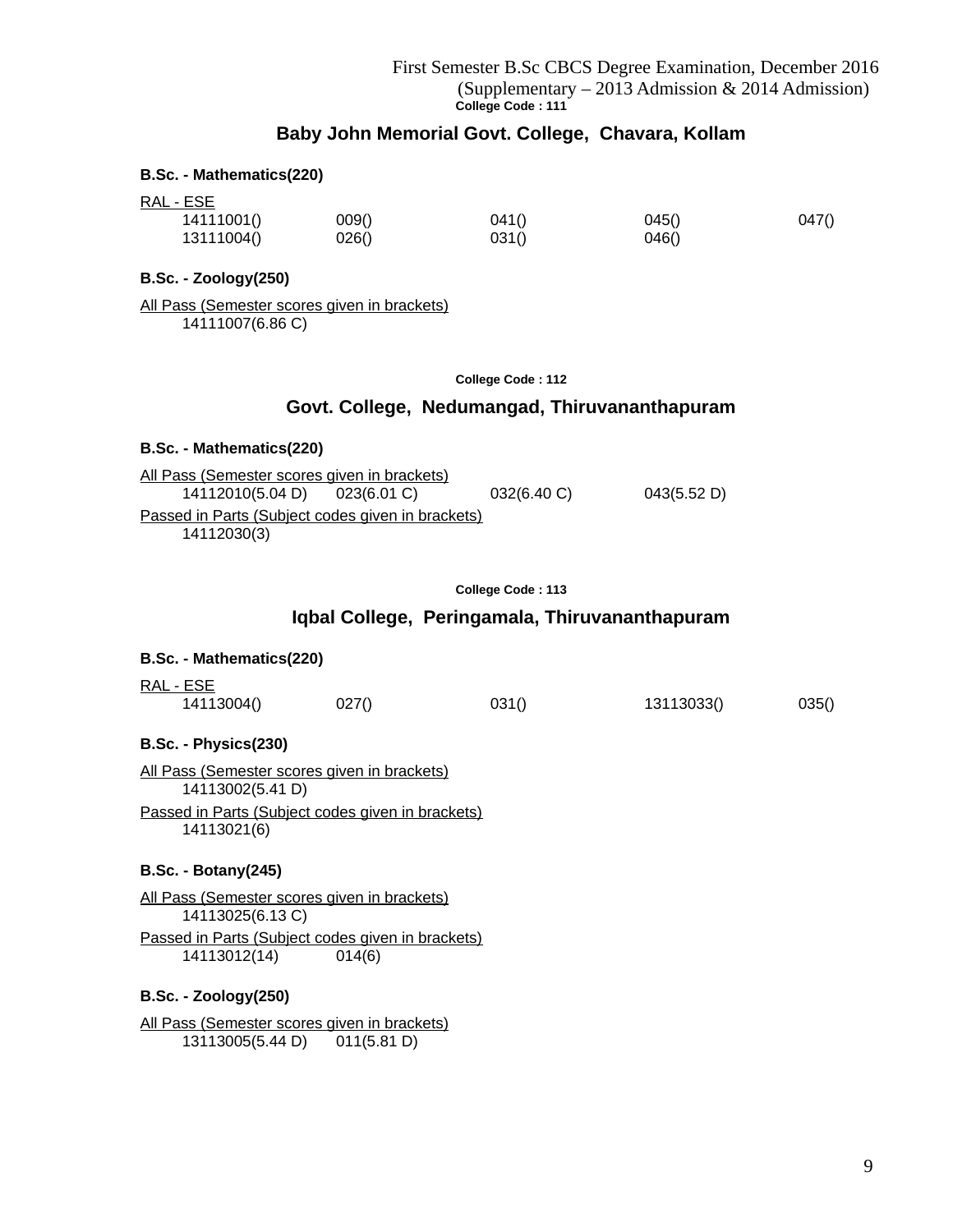First Semester B.Sc CBCS Degree Examination, December 2016
(Supplementary – 2013 Admission & 2014 Admission)

**College Code : 111**

## Baby John Memorial Govt. College, Chavara, Kollam

**B.Sc. - Mathematics(220)**

RAL - ESE

| | | | | |
|---|---|---|---|---|
| 14111001() | 009() | 041() | 045() | 047() |
| 13111004() | 026() | 031() | 046() | |

**B.Sc. - Zoology(250)**

All Pass (Semester scores given in brackets)

14111007(6.86 C)

**College Code : 112**

## Govt. College, Nedumangad, Thiruvananthapuram

**B.Sc. - Mathematics(220)**

All Pass (Semester scores given in brackets)

| | | | |
|---|---|---|---|
| 14112010(5.04 D) | 023(6.01 C) | 032(6.40 C) | 043(5.52 D) |

Passed in Parts (Subject codes given in brackets)

14112030(3)

**College Code : 113**

## Iqbal College, Peringamala, Thiruvananthapuram

**B.Sc. - Mathematics(220)**

RAL - ESE

| | | | | |
|---|---|---|---|---|
| 14113004() | 027() | 031() | 13113033() | 035() |

**B.Sc. - Physics(230)**

All Pass (Semester scores given in brackets)

14113002(5.41 D)

Passed in Parts (Subject codes given in brackets)

14113021(6)

**B.Sc. - Botany(245)**

All Pass (Semester scores given in brackets)

14113025(6.13 C)

Passed in Parts (Subject codes given in brackets)

| | |
|---|---|
| 14113012(14) | 014(6) |

**B.Sc. - Zoology(250)**

All Pass (Semester scores given in brackets)

| | |
|---|---|
| 13113005(5.44 D) | 011(5.81 D) |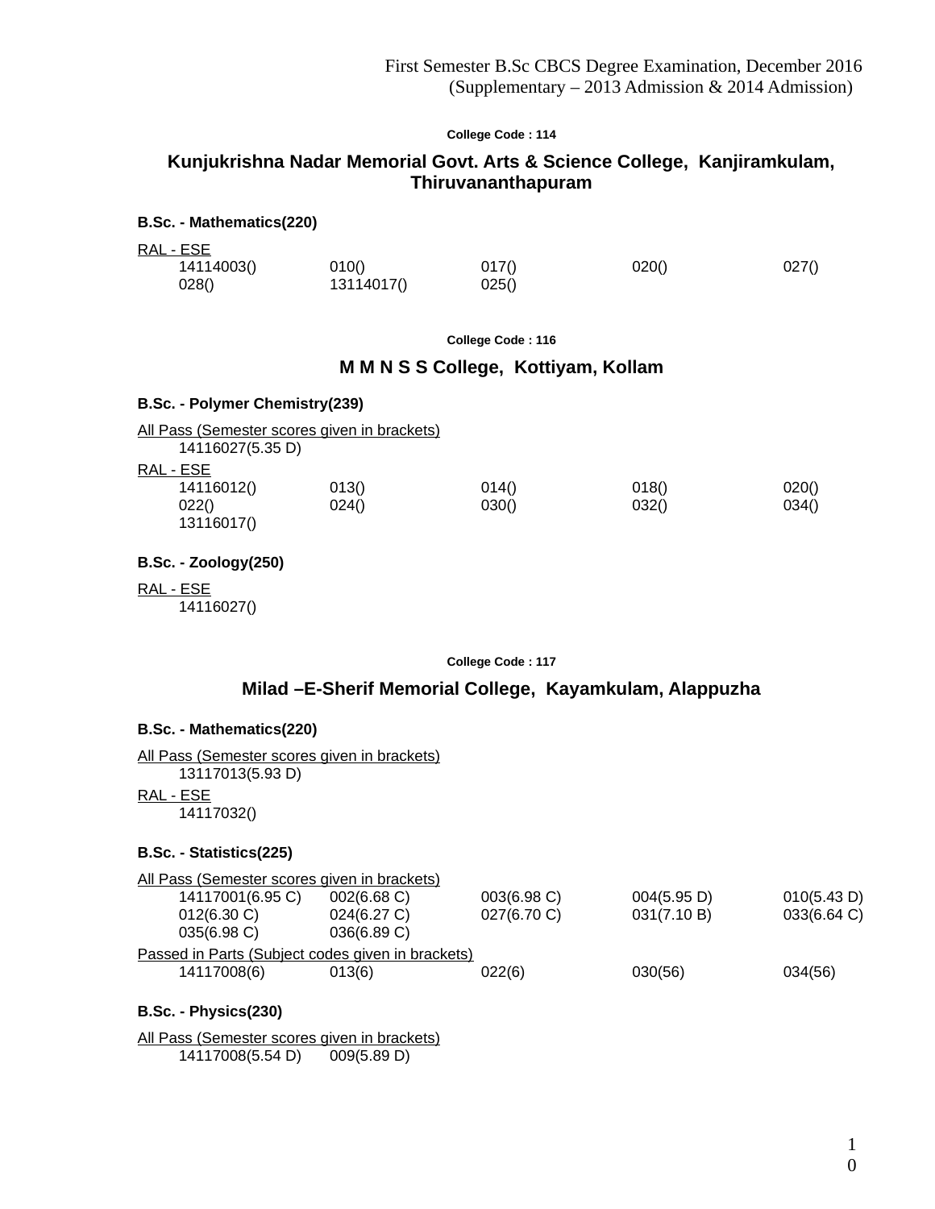First Semester B.Sc CBCS Degree Examination, December 2016
(Supplementary – 2013 Admission & 2014 Admission)

**College Code : 114**

## Kunjukrishna Nadar Memorial Govt. Arts & Science College, Kanjiramkulam, Thiruvananthapuram

### B.Sc. - Mathematics(220)

RAL - ESE

| | | | | |
|---|---|---|---|---|
| 14114003() | 010() | 017() | 020() | 027() |
| 028() | 13114017() | 025() | | |

**College Code : 116**

## M M N S S College, Kottiyam, Kollam

### B.Sc. - Polymer Chemistry(239)

All Pass (Semester scores given in brackets)

14116027(5.35 D)

RAL - ESE

| | | | | |
|---|---|---|---|---|
| 14116012() | 013() | 014() | 018() | 020() |
| 022() | 024() | 030() | 032() | 034() |
| 13116017() | | | | |

### B.Sc. - Zoology(250)

RAL - ESE

14116027()

**College Code : 117**

## Milad –E-Sherif Memorial College, Kayamkulam, Alappuzha

### B.Sc. - Mathematics(220)

All Pass (Semester scores given in brackets)

13117013(5.93 D)

RAL - ESE

14117032()

### B.Sc. - Statistics(225)

All Pass (Semester scores given in brackets)

| | | | | |
|---|---|---|---|---|
| 14117001(6.95 C) | 002(6.68 C) | 003(6.98 C) | 004(5.95 D) | 010(5.43 D) |
| 012(6.30 C) | 024(6.27 C) | 027(6.70 C) | 031(7.10 B) | 033(6.64 C) |
| 035(6.98 C) | 036(6.89 C) | | | |

Passed in Parts (Subject codes given in brackets)

| | | | | |
|---|---|---|---|---|
| 14117008(6) | 013(6) | 022(6) | 030(56) | 034(56) |

### B.Sc. - Physics(230)

All Pass (Semester scores given in brackets)

| | |
|---|---|
| 14117008(5.54 D) | 009(5.89 D) |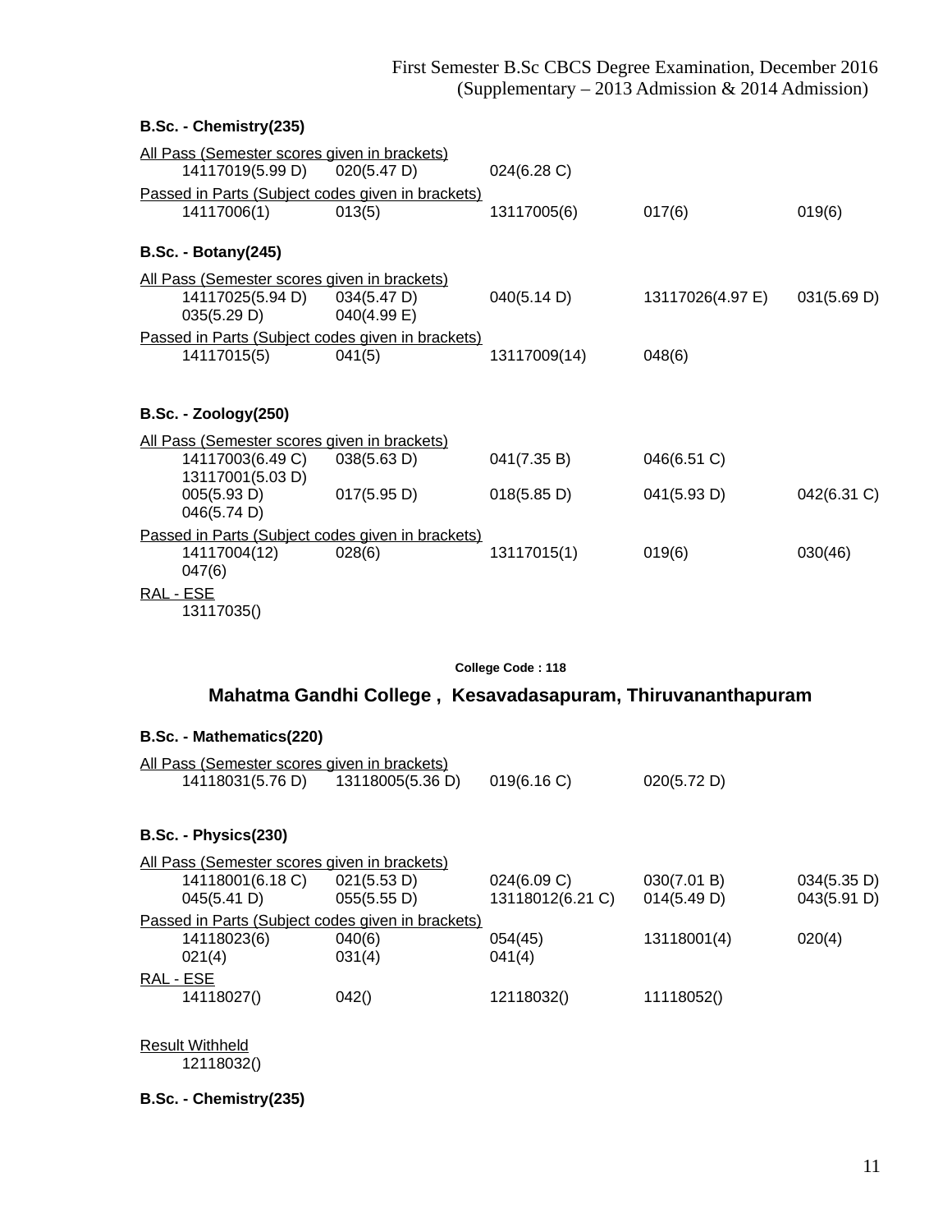First Semester B.Sc CBCS Degree Examination, December 2016
(Supplementary – 2013 Admission & 2014 Admission)

**B.Sc. - Chemistry(235)**

All Pass (Semester scores given in brackets)

14117019(5.99 D) 020(5.47 D) 024(6.28 C)

Passed in Parts (Subject codes given in brackets)

14117006(1) 013(5) 13117005(6) 017(6) 019(6)

**B.Sc. - Botany(245)**

All Pass (Semester scores given in brackets)

14117025(5.94 D) 034(5.47 D) 040(5.14 D) 13117026(4.97 E) 031(5.69 D)
035(5.29 D) 040(4.99 E)

Passed in Parts (Subject codes given in brackets)

14117015(5) 041(5) 13117009(14) 048(6)

**B.Sc. - Zoology(250)**

All Pass (Semester scores given in brackets)

14117003(6.49 C) 038(5.63 D) 041(7.35 B) 046(6.51 C)
13117001(5.03 D)
005(5.93 D) 017(5.95 D) 018(5.85 D) 041(5.93 D) 042(6.31 C)
046(5.74 D)

Passed in Parts (Subject codes given in brackets)

14117004(12) 028(6) 13117015(1) 019(6) 030(46)
047(6)

RAL - ESE

13117035()

**College Code : 118**

## Mahatma Gandhi College , Kesavadasapuram, Thiruvananthapuram

**B.Sc. - Mathematics(220)**

All Pass (Semester scores given in brackets)

14118031(5.76 D) 13118005(5.36 D) 019(6.16 C) 020(5.72 D)

**B.Sc. - Physics(230)**

All Pass (Semester scores given in brackets)

14118001(6.18 C) 021(5.53 D) 024(6.09 C) 030(7.01 B) 034(5.35 D)
045(5.41 D) 055(5.55 D) 13118012(6.21 C) 014(5.49 D) 043(5.91 D)

Passed in Parts (Subject codes given in brackets)

14118023(6) 040(6) 054(45) 13118001(4) 020(4)
021(4) 031(4) 041(4)

RAL - ESE

14118027() 042() 12118032() 11118052()

Result Withheld

12118032()

**B.Sc. - Chemistry(235)**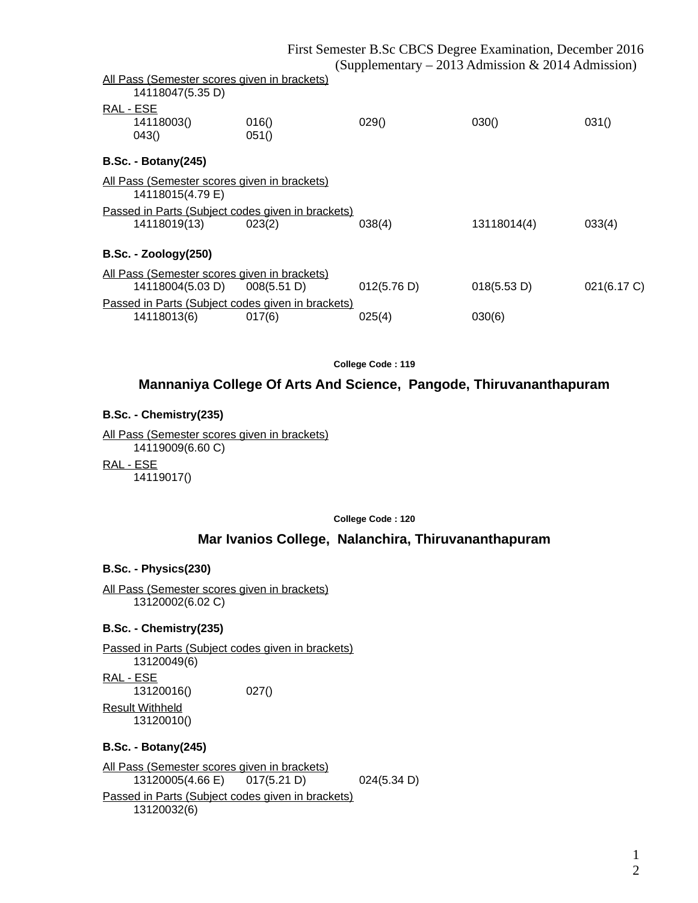All Pass (Semester scores given in brackets)

14118047(5.35 D)

RAL - ESE

| | | | | |
|---|---|---|---|---|
| 14118003() | 016() | 029() | 030() | 031() |
| 043() | 051() | | | |

**B.Sc. - Botany(245)**

All Pass (Semester scores given in brackets)

14118015(4.79 E)

Passed in Parts (Subject codes given in brackets)

| | | | | |
|---|---|---|---|---|
| 14118019(13) | 023(2) | 038(4) | 13118014(4) | 033(4) |

**B.Sc. - Zoology(250)**

All Pass (Semester scores given in brackets)

| | | | | |
|---|---|---|---|---|
| 14118004(5.03 D) | 008(5.51 D) | 012(5.76 D) | 018(5.53 D) | 021(6.17 C) |

Passed in Parts (Subject codes given in brackets)

| | | | |
|---|---|---|---|
| 14118013(6) | 017(6) | 025(4) | 030(6) |

**College Code : 119**

## Mannaniya College Of Arts And Science, Pangode, Thiruvananthapuram

**B.Sc. - Chemistry(235)**

All Pass (Semester scores given in brackets)

14119009(6.60 C)

RAL - ESE

14119017()

**College Code : 120**

## Mar Ivanios College, Nalanchira, Thiruvananthapuram

**B.Sc. - Physics(230)**

All Pass (Semester scores given in brackets)

13120002(6.02 C)

**B.Sc. - Chemistry(235)**

Passed in Parts (Subject codes given in brackets)

13120049(6)

RAL - ESE

| | |
|---|---|
| 13120016() | 027() |

Result Withheld

13120010()

**B.Sc. - Botany(245)**

All Pass (Semester scores given in brackets)

| | | |
|---|---|---|
| 13120005(4.66 E) | 017(5.21 D) | 024(5.34 D) |

Passed in Parts (Subject codes given in brackets)

13120032(6)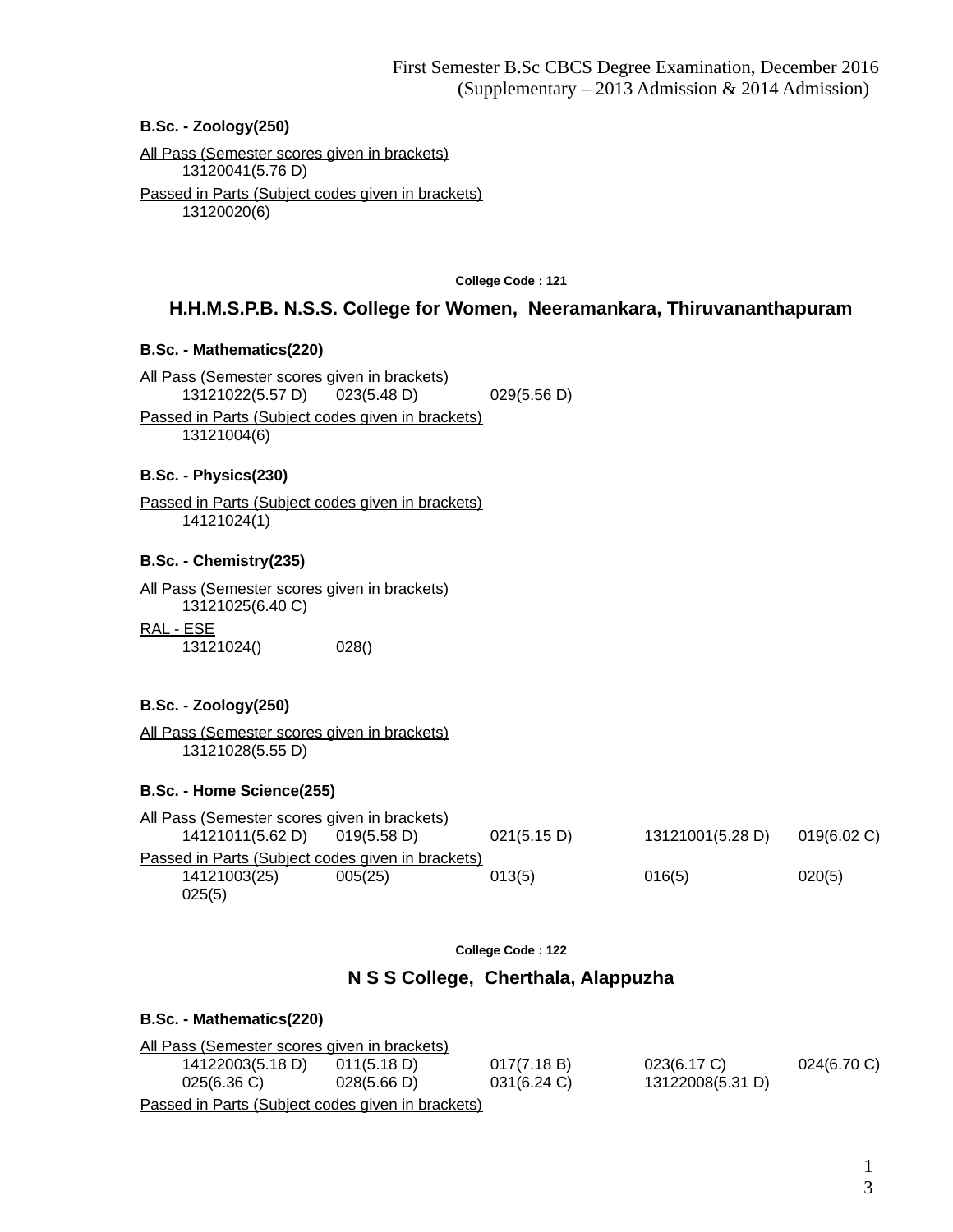First Semester B.Sc CBCS Degree Examination, December 2016
(Supplementary – 2013 Admission & 2014 Admission)

**B.Sc. - Zoology(250)**

All Pass (Semester scores given in brackets)

13120041(5.76 D)

Passed in Parts (Subject codes given in brackets)

13120020(6)

College Code : 121

## H.H.M.S.P.B. N.S.S. College for Women, Neeramankara, Thiruvananthapuram

**B.Sc. - Mathematics(220)**

All Pass (Semester scores given in brackets)

13121022(5.57 D) 023(5.48 D) 029(5.56 D)

Passed in Parts (Subject codes given in brackets)

13121004(6)

**B.Sc. - Physics(230)**

Passed in Parts (Subject codes given in brackets)

14121024(1)

**B.Sc. - Chemistry(235)**

All Pass (Semester scores given in brackets)

13121025(6.40 C)

RAL - ESE

13121024() 028()

**B.Sc. - Zoology(250)**

All Pass (Semester scores given in brackets)

13121028(5.55 D)

**B.Sc. - Home Science(255)**

All Pass (Semester scores given in brackets)

14121011(5.62 D) 019(5.58 D) 021(5.15 D) 13121001(5.28 D) 019(6.02 C)

Passed in Parts (Subject codes given in brackets)

14121003(25) 005(25) 013(5) 016(5) 020(5)
025(5)

College Code : 122

## N S S College, Cherthala, Alappuzha

**B.Sc. - Mathematics(220)**

All Pass (Semester scores given in brackets)

14122003(5.18 D) 011(5.18 D) 017(7.18 B) 023(6.17 C) 024(6.70 C)
025(6.36 C) 028(5.66 D) 031(6.24 C) 13122008(5.31 D)

Passed in Parts (Subject codes given in brackets)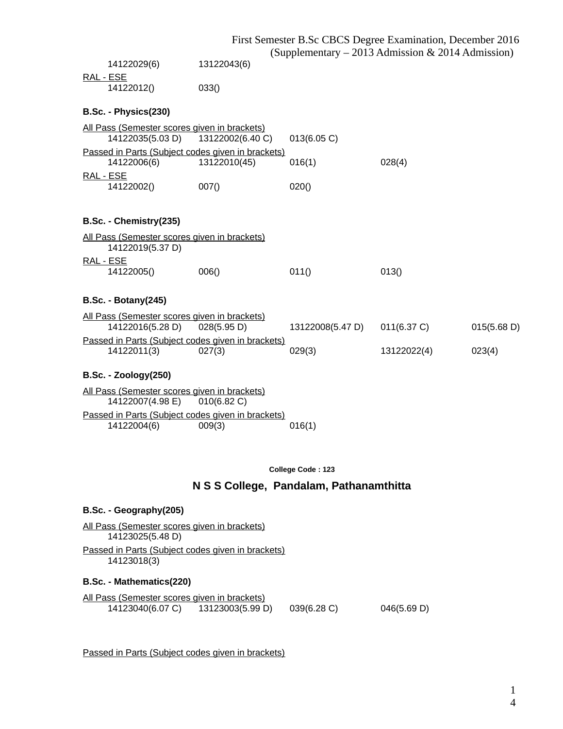14122029(6)    13122043(6)

RAL - ESE

14122012()    033()

**B.Sc. - Physics(230)**

All Pass (Semester scores given in brackets)

14122035(5.03 D)    13122002(6.40 C)    013(6.05 C)

Passed in Parts (Subject codes given in brackets)

14122006(6)    13122010(45)    016(1)    028(4)

RAL - ESE

14122002()    007()    020()

**B.Sc. - Chemistry(235)**

All Pass (Semester scores given in brackets)

14122019(5.37 D)

RAL - ESE

14122005()    006()    011()    013()

**B.Sc. - Botany(245)**

All Pass (Semester scores given in brackets)

14122016(5.28 D)    028(5.95 D)    13122008(5.47 D)    011(6.37 C)    015(5.68 D)

Passed in Parts (Subject codes given in brackets)

14122011(3)    027(3)    029(3)    13122022(4)    023(4)

**B.Sc. - Zoology(250)**

All Pass (Semester scores given in brackets)

14122007(4.98 E)    010(6.82 C)

Passed in Parts (Subject codes given in brackets)

14122004(6)    009(3)    016(1)

**College Code : 123**

## N S S College, Pandalam, Pathanamthitta

**B.Sc. - Geography(205)**

All Pass (Semester scores given in brackets)

14123025(5.48 D)

Passed in Parts (Subject codes given in brackets)

14123018(3)

**B.Sc. - Mathematics(220)**

All Pass (Semester scores given in brackets)

14123040(6.07 C)    13123003(5.99 D)    039(6.28 C)    046(5.69 D)

Passed in Parts (Subject codes given in brackets)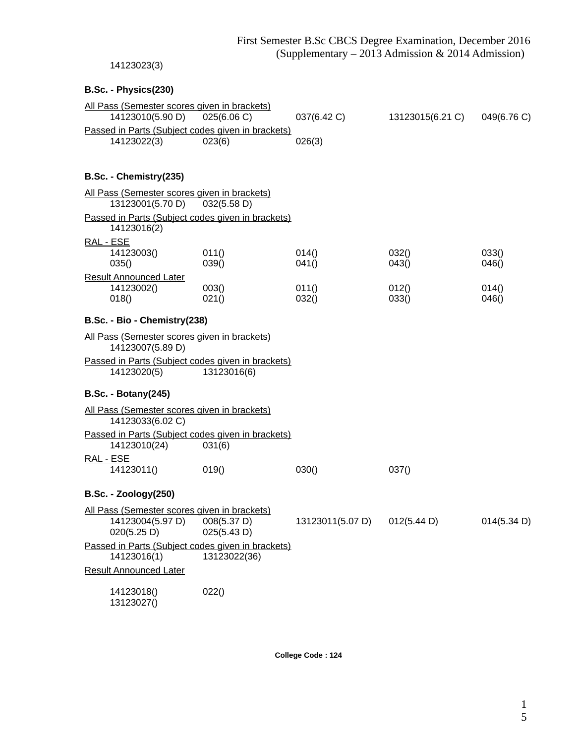14123023(3)

**B.Sc. - Physics(230)**

All Pass (Semester scores given in brackets)

14123010(5.90 D) 025(6.06 C) 037(6.42 C) 13123015(6.21 C) 049(6.76 C)

Passed in Parts (Subject codes given in brackets)

14123022(3) 023(6) 026(3)

**B.Sc. - Chemistry(235)**

All Pass (Semester scores given in brackets)

13123001(5.70 D) 032(5.58 D)

Passed in Parts (Subject codes given in brackets)

14123016(2)

RAL - ESE

14123003() 011() 014() 032() 033()
035() 039() 041() 043() 046()

Result Announced Later

14123002() 003() 011() 012() 014()
018() 021() 032() 033() 046()

**B.Sc. - Bio - Chemistry(238)**

All Pass (Semester scores given in brackets)

14123007(5.89 D)

Passed in Parts (Subject codes given in brackets)

14123020(5) 13123016(6)

**B.Sc. - Botany(245)**

All Pass (Semester scores given in brackets)

14123033(6.02 C)

Passed in Parts (Subject codes given in brackets)

14123010(24) 031(6)

RAL - ESE

14123011() 019() 030() 037()

**B.Sc. - Zoology(250)**

All Pass (Semester scores given in brackets)

14123004(5.97 D) 008(5.37 D) 13123011(5.07 D) 012(5.44 D) 014(5.34 D)
020(5.25 D) 025(5.43 D)

Passed in Parts (Subject codes given in brackets)

14123016(1) 13123022(36)

Result Announced Later

14123018() 022()
13123027()

**College Code : 124**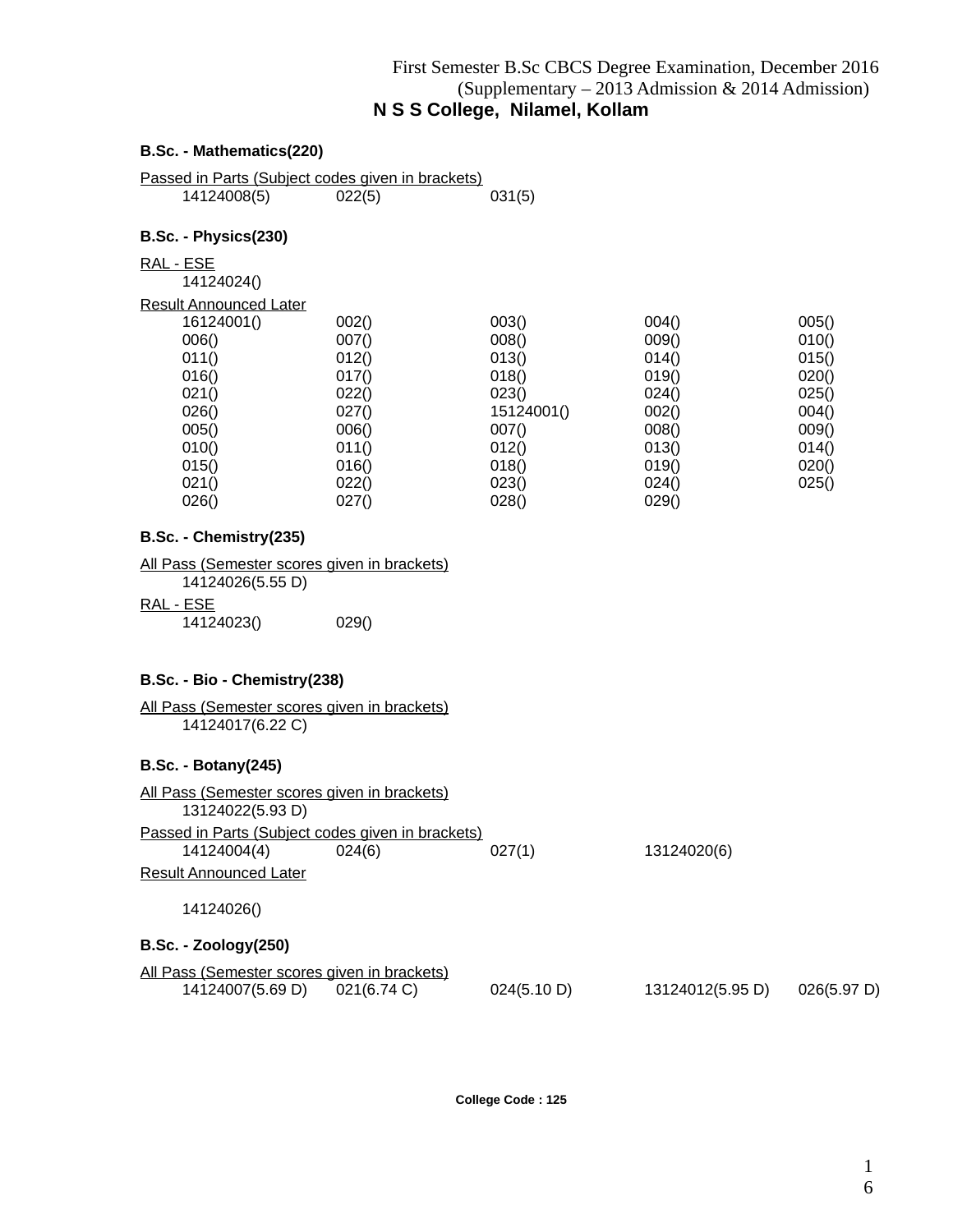First Semester B.Sc CBCS Degree Examination, December 2016
(Supplementary – 2013 Admission & 2014 Admission)

## N S S College, Nilamel, Kollam

### B.Sc. - Mathematics(220)

Passed in Parts (Subject codes given in brackets)

| | | |
|---|---|---|
| 14124008(5) | 022(5) | 031(5) |

### B.Sc. - Physics(230)

RAL - ESE

14124024()

Result Announced Later

| | | | | |
|---|---|---|---|---|
| 16124001() | 002() | 003() | 004() | 005() |
| 006() | 007() | 008() | 009() | 010() |
| 011() | 012() | 013() | 014() | 015() |
| 016() | 017() | 018() | 019() | 020() |
| 021() | 022() | 023() | 024() | 025() |
| 026() | 027() | 15124001() | 002() | 004() |
| 005() | 006() | 007() | 008() | 009() |
| 010() | 011() | 012() | 013() | 014() |
| 015() | 016() | 018() | 019() | 020() |
| 021() | 022() | 023() | 024() | 025() |
| 026() | 027() | 028() | 029() | |

### B.Sc. - Chemistry(235)

All Pass (Semester scores given in brackets)

14124026(5.55 D)

RAL - ESE

| | |
|---|---|
| 14124023() | 029() |

### B.Sc. - Bio - Chemistry(238)

All Pass (Semester scores given in brackets)

14124017(6.22 C)

### B.Sc. - Botany(245)

All Pass (Semester scores given in brackets)

13124022(5.93 D)

Passed in Parts (Subject codes given in brackets)

| | | | |
|---|---|---|---|
| 14124004(4) | 024(6) | 027(1) | 13124020(6) |

Result Announced Later

14124026()

### B.Sc. - Zoology(250)

All Pass (Semester scores given in brackets)

| | | | | |
|---|---|---|---|---|
| 14124007(5.69 D) | 021(6.74 C) | 024(5.10 D) | 13124012(5.95 D) | 026(5.97 D) |

**College Code : 125**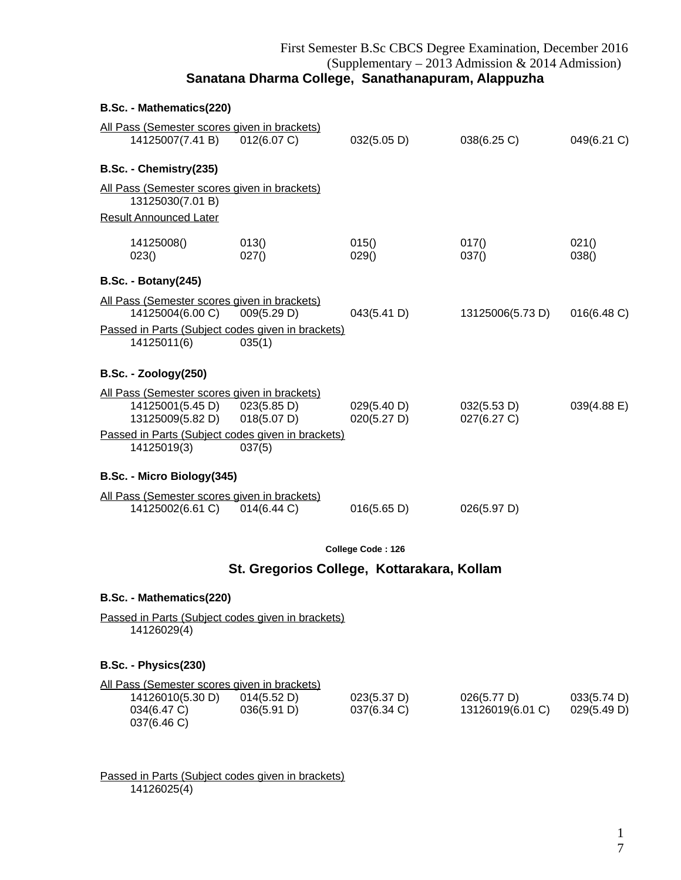First Semester B.Sc CBCS Degree Examination, December 2016
(Supplementary – 2013 Admission & 2014 Admission)

## Sanatana Dharma College, Sanathanapuram, Alappuzha

### B.Sc. - Mathematics(220)

All Pass (Semester scores given in brackets)

| | | | | |
|---|---|---|---|---|
| 14125007(7.41 B) | 012(6.07 C) | 032(5.05 D) | 038(6.25 C) | 049(6.21 C) |

### B.Sc. - Chemistry(235)

All Pass (Semester scores given in brackets)

13125030(7.01 B)

Result Announced Later

| | | | | |
|---|---|---|---|---|
| 14125008() | 013() | 015() | 017() | 021() |
| 023() | 027() | 029() | 037() | 038() |

### B.Sc. - Botany(245)

All Pass (Semester scores given in brackets)

| | | | | |
|---|---|---|---|---|
| 14125004(6.00 C) | 009(5.29 D) | 043(5.41 D) | 13125006(5.73 D) | 016(6.48 C) |

Passed in Parts (Subject codes given in brackets)

| | |
|---|---|
| 14125011(6) | 035(1) |

### B.Sc. - Zoology(250)

All Pass (Semester scores given in brackets)

| | | | | |
|---|---|---|---|---|
| 14125001(5.45 D) | 023(5.85 D) | 029(5.40 D) | 032(5.53 D) | 039(4.88 E) |
| 13125009(5.82 D) | 018(5.07 D) | 020(5.27 D) | 027(6.27 C) | |

Passed in Parts (Subject codes given in brackets)

| | |
|---|---|
| 14125019(3) | 037(5) |

### B.Sc. - Micro Biology(345)

All Pass (Semester scores given in brackets)

| | | | |
|---|---|---|---|
| 14125002(6.61 C) | 014(6.44 C) | 016(5.65 D) | 026(5.97 D) |

**College Code : 126**

## St. Gregorios College, Kottarakara, Kollam

### B.Sc. - Mathematics(220)

Passed in Parts (Subject codes given in brackets)

14126029(4)

### B.Sc. - Physics(230)

All Pass (Semester scores given in brackets)

| | | | | |
|---|---|---|---|---|
| 14126010(5.30 D) | 014(5.52 D) | 023(5.37 D) | 026(5.77 D) | 033(5.74 D) |
| 034(6.47 C) | 036(5.91 D) | 037(6.34 C) | 13126019(6.01 C) | 029(5.49 D) |
| 037(6.46 C) | | | | |

Passed in Parts (Subject codes given in brackets)

14126025(4)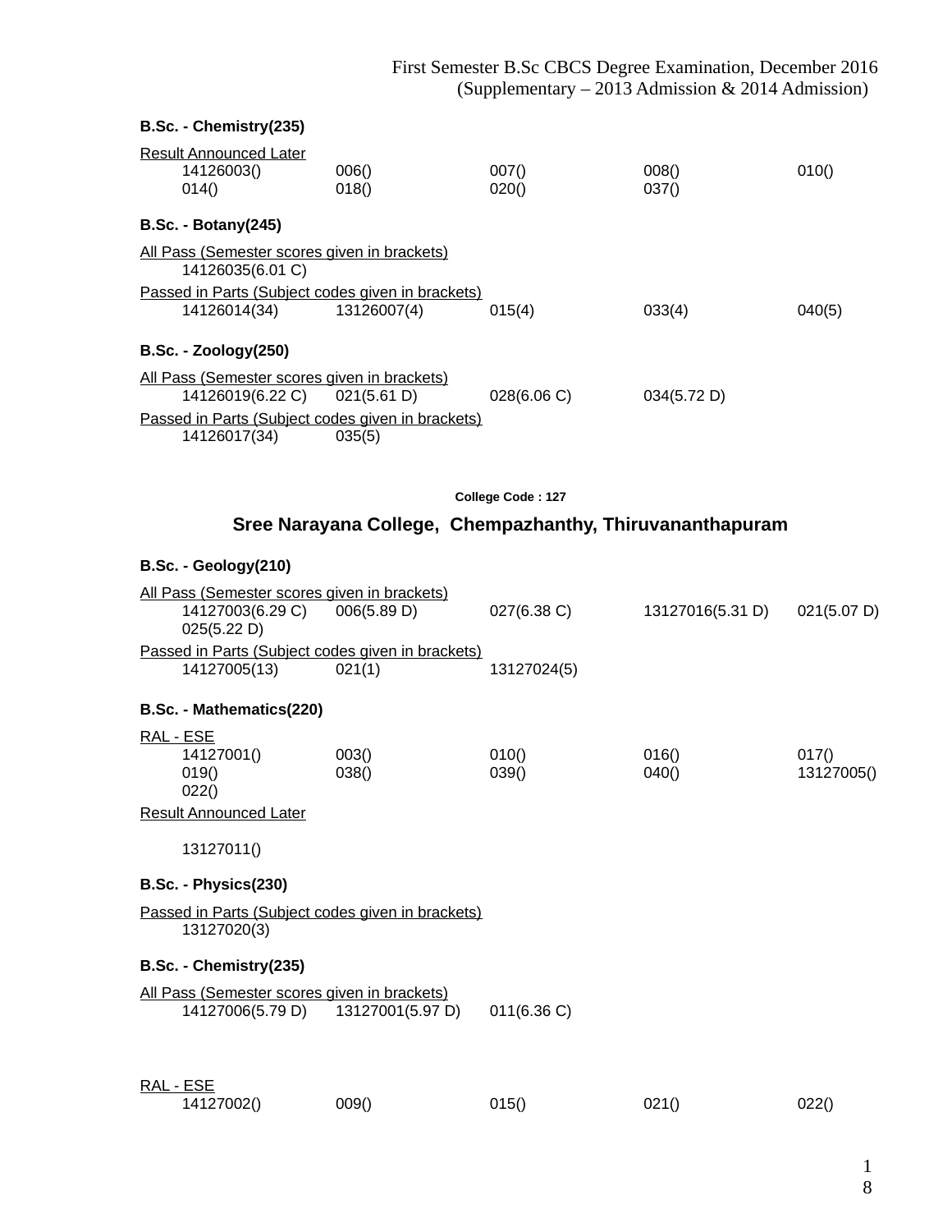### B.Sc. - Chemistry(235)

Result Announced Later

| | | | | |
|---|---|---|---|---|
| 14126003() | 006() | 007() | 008() | 010() |
| 014() | 018() | 020() | 037() | |

### B.Sc. - Botany(245)

All Pass (Semester scores given in brackets)

14126035(6.01 C)

Passed in Parts (Subject codes given in brackets)

| | | | | |
|---|---|---|---|---|
| 14126014(34) | 13126007(4) | 015(4) | 033(4) | 040(5) |

### B.Sc. - Zoology(250)

All Pass (Semester scores given in brackets)

| | | | |
|---|---|---|---|
| 14126019(6.22 C) | 021(5.61 D) | 028(6.06 C) | 034(5.72 D) |

Passed in Parts (Subject codes given in brackets)

| | |
|---|---|
| 14126017(34) | 035(5) |

**College Code : 127**

## Sree Narayana College, Chempazhanthy, Thiruvananthapuram

### B.Sc. - Geology(210)

All Pass (Semester scores given in brackets)

| | | | | |
|---|---|---|---|---|
| 14127003(6.29 C) | 006(5.89 D) | 027(6.38 C) | 13127016(5.31 D) | 021(5.07 D) |
| 025(5.22 D) | | | | |

Passed in Parts (Subject codes given in brackets)

| | | |
|---|---|---|
| 14127005(13) | 021(1) | 13127024(5) |

### B.Sc. - Mathematics(220)

RAL - ESE

| | | | | |
|---|---|---|---|---|
| 14127001() | 003() | 010() | 016() | 017() |
| 019() | 038() | 039() | 040() | 13127005() |
| 022() | | | | |

Result Announced Later

13127011()

### B.Sc. - Physics(230)

Passed in Parts (Subject codes given in brackets)

13127020(3)

### B.Sc. - Chemistry(235)

All Pass (Semester scores given in brackets)

| | | |
|---|---|---|
| 14127006(5.79 D) | 13127001(5.97 D) | 011(6.36 C) |

RAL - ESE

| | | | | |
|---|---|---|---|---|
| 14127002() | 009() | 015() | 021() | 022() |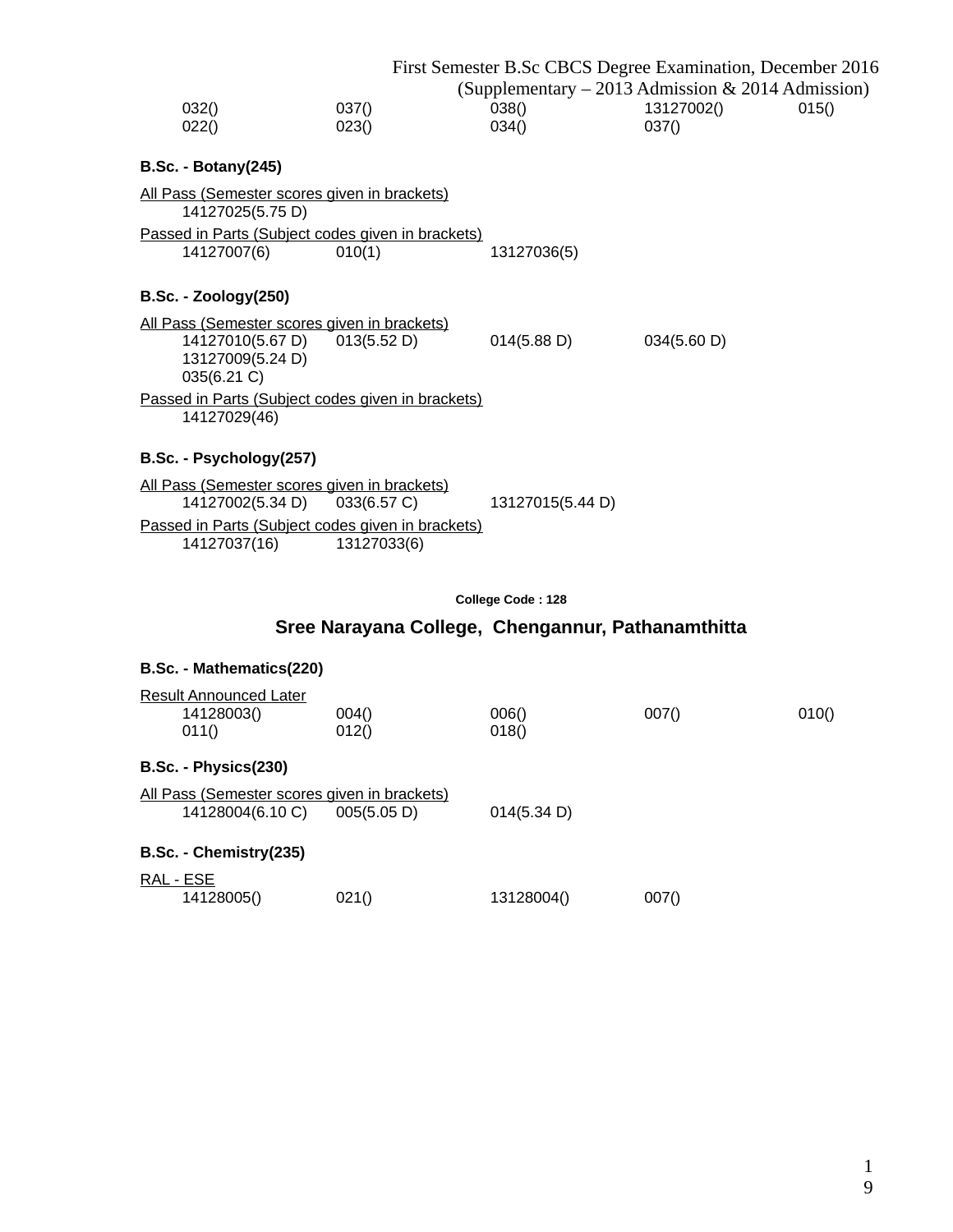032() 037() 038() 13127002() 015()
022() 023() 034() 037()

**B.Sc. - Botany(245)**

All Pass (Semester scores given in brackets)
14127025(5.75 D)

Passed in Parts (Subject codes given in brackets)
14127007(6) 010(1) 13127036(5)

**B.Sc. - Zoology(250)**

All Pass (Semester scores given in brackets)
14127010(5.67 D) 013(5.52 D) 014(5.88 D) 034(5.60 D)
13127009(5.24 D)
035(6.21 C)

Passed in Parts (Subject codes given in brackets)
14127029(46)

**B.Sc. - Psychology(257)**

All Pass (Semester scores given in brackets)
14127002(5.34 D) 033(6.57 C) 13127015(5.44 D)

Passed in Parts (Subject codes given in brackets)
14127037(16) 13127033(6)

**College Code : 128**

## Sree Narayana College, Chengannur, Pathanamthitta

**B.Sc. - Mathematics(220)**

Result Announced Later
14128003() 004() 006() 007() 010()
011() 012() 018()

**B.Sc. - Physics(230)**

All Pass (Semester scores given in brackets)
14128004(6.10 C) 005(5.05 D) 014(5.34 D)

**B.Sc. - Chemistry(235)**

RAL - ESE
14128005() 021() 13128004() 007()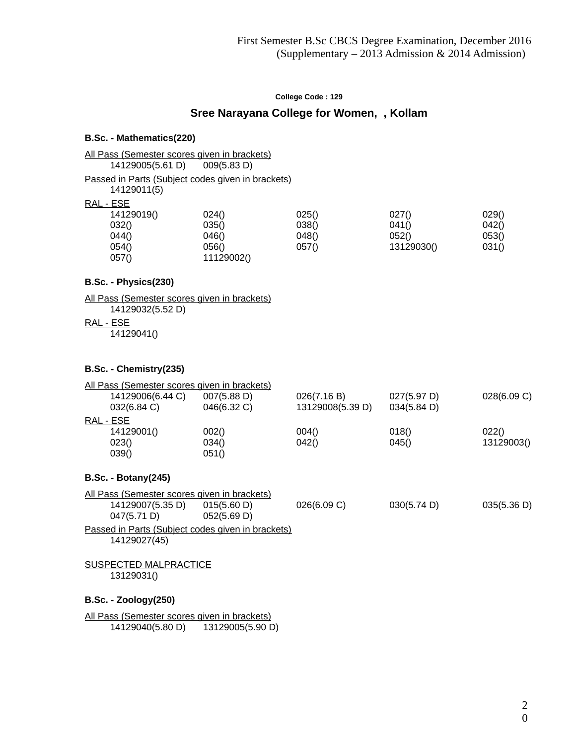First Semester B.Sc CBCS Degree Examination, December 2016
(Supplementary – 2013 Admission & 2014 Admission)

College Code : 129

## Sree Narayana College for Women, , Kollam

### B.Sc. - Mathematics(220)

All Pass (Semester scores given in brackets)

| | |
|---|---|
| 14129005(5.61 D) | 009(5.83 D) |

Passed in Parts (Subject codes given in brackets)

14129011(5)

RAL - ESE

| | | | | |
|---|---|---|---|---|
| 14129019() | 024() | 025() | 027() | 029() |
| 032() | 035() | 038() | 041() | 042() |
| 044() | 046() | 048() | 052() | 053() |
| 054() | 056() | 057() | 13129030() | 031() |
| 057() | 11129002() | | | |

### B.Sc. - Physics(230)

All Pass (Semester scores given in brackets)

14129032(5.52 D)

RAL - ESE

14129041()

### B.Sc. - Chemistry(235)

All Pass (Semester scores given in brackets)

| | | | | |
|---|---|---|---|---|
| 14129006(6.44 C) | 007(5.88 D) | 026(7.16 B) | 027(5.97 D) | 028(6.09 C) |
| 032(6.84 C) | 046(6.32 C) | 13129008(5.39 D) | 034(5.84 D) | |

RAL - ESE

| | | | | |
|---|---|---|---|---|
| 14129001() | 002() | 004() | 018() | 022() |
| 023() | 034() | 042() | 045() | 13129003() |
| 039() | 051() | | | |

### B.Sc. - Botany(245)

All Pass (Semester scores given in brackets)

| | | | | |
|---|---|---|---|---|
| 14129007(5.35 D) | 015(5.60 D) | 026(6.09 C) | 030(5.74 D) | 035(5.36 D) |
| 047(5.71 D) | 052(5.69 D) | | | |

Passed in Parts (Subject codes given in brackets)

14129027(45)

SUSPECTED MALPRACTICE

13129031()

### B.Sc. - Zoology(250)

All Pass (Semester scores given in brackets)

| | |
|---|---|
| 14129040(5.80 D) | 13129005(5.90 D) |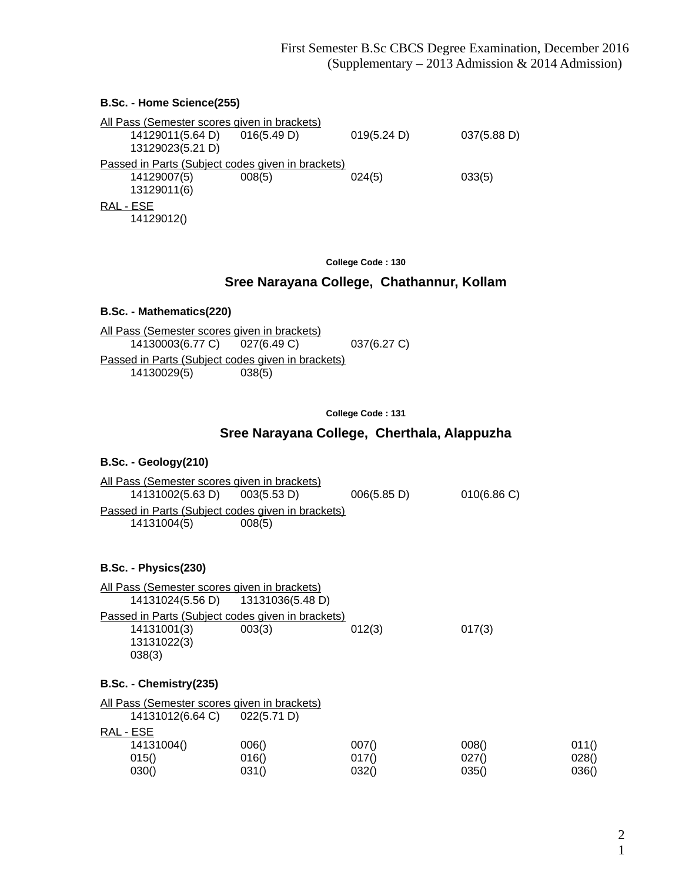**B.Sc. - Home Science(255)**

All Pass (Semester scores given in brackets)

| | | | |
|---|---|---|---|
| 14129011(5.64 D) | 016(5.49 D) | 019(5.24 D) | 037(5.88 D) |
| 13129023(5.21 D) | | | |

Passed in Parts (Subject codes given in brackets)

| | | | |
|---|---|---|---|
| 14129007(5) | 008(5) | 024(5) | 033(5) |
| 13129011(6) | | | |

RAL - ESE

14129012()

College Code : 130

## Sree Narayana College, Chathannur, Kollam

**B.Sc. - Mathematics(220)**

All Pass (Semester scores given in brackets)

| | | |
|---|---|---|
| 14130003(6.77 C) | 027(6.49 C) | 037(6.27 C) |

Passed in Parts (Subject codes given in brackets)

| | |
|---|---|
| 14130029(5) | 038(5) |

College Code : 131

## Sree Narayana College, Cherthala, Alappuzha

**B.Sc. - Geology(210)**

All Pass (Semester scores given in brackets)

| | | | |
|---|---|---|---|
| 14131002(5.63 D) | 003(5.53 D) | 006(5.85 D) | 010(6.86 C) |

Passed in Parts (Subject codes given in brackets)

| | |
|---|---|
| 14131004(5) | 008(5) |

**B.Sc. - Physics(230)**

All Pass (Semester scores given in brackets)

| | |
|---|---|
| 14131024(5.56 D) | 13131036(5.48 D) |

Passed in Parts (Subject codes given in brackets)

| | | | |
|---|---|---|---|
| 14131001(3) | 003(3) | 012(3) | 017(3) |
| 13131022(3) | | | |
| 038(3) | | | |

**B.Sc. - Chemistry(235)**

All Pass (Semester scores given in brackets)

| | |
|---|---|
| 14131012(6.64 C) | 022(5.71 D) |

RAL - ESE

| | | | | |
|---|---|---|---|---|
| 14131004() | 006() | 007() | 008() | 011() |
| 015() | 016() | 017() | 027() | 028() |
| 030() | 031() | 032() | 035() | 036() |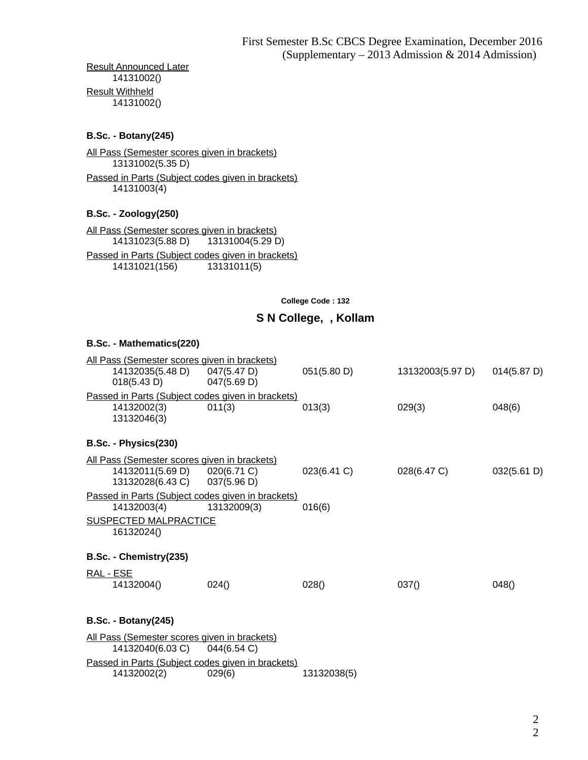First Semester B.Sc CBCS Degree Examination, December 2016
(Supplementary – 2013 Admission & 2014 Admission)

Result Announced Later

14131002()

Result Withheld

14131002()

**B.Sc. - Botany(245)**

All Pass (Semester scores given in brackets)

14131002(5.35 D)

Passed in Parts (Subject codes given in brackets)

14131003(4)

**B.Sc. - Zoology(250)**

All Pass (Semester scores given in brackets)

14131023(5.88 D) 13131004(5.29 D)

Passed in Parts (Subject codes given in brackets)

14131021(156) 13131011(5)

**College Code : 132**

## S N College, , Kollam

**B.Sc. - Mathematics(220)**

All Pass (Semester scores given in brackets)

14132035(5.48 D) 047(5.47 D) 051(5.80 D) 13132003(5.97 D) 014(5.87 D)
018(5.43 D) 047(5.69 D)

Passed in Parts (Subject codes given in brackets)

14132002(3) 011(3) 013(3) 029(3) 048(6)
13132046(3)

**B.Sc. - Physics(230)**

All Pass (Semester scores given in brackets)

14132011(5.69 D) 020(6.71 C) 023(6.41 C) 028(6.47 C) 032(5.61 D)
13132028(6.43 C) 037(5.96 D)

Passed in Parts (Subject codes given in brackets)

14132003(4) 13132009(3) 016(6)

SUSPECTED MALPRACTICE

16132024()

**B.Sc. - Chemistry(235)**

RAL - ESE

14132004() 024() 028() 037() 048()

**B.Sc. - Botany(245)**

All Pass (Semester scores given in brackets)

14132040(6.03 C) 044(6.54 C)

Passed in Parts (Subject codes given in brackets)

14132002(2) 029(6) 13132038(5)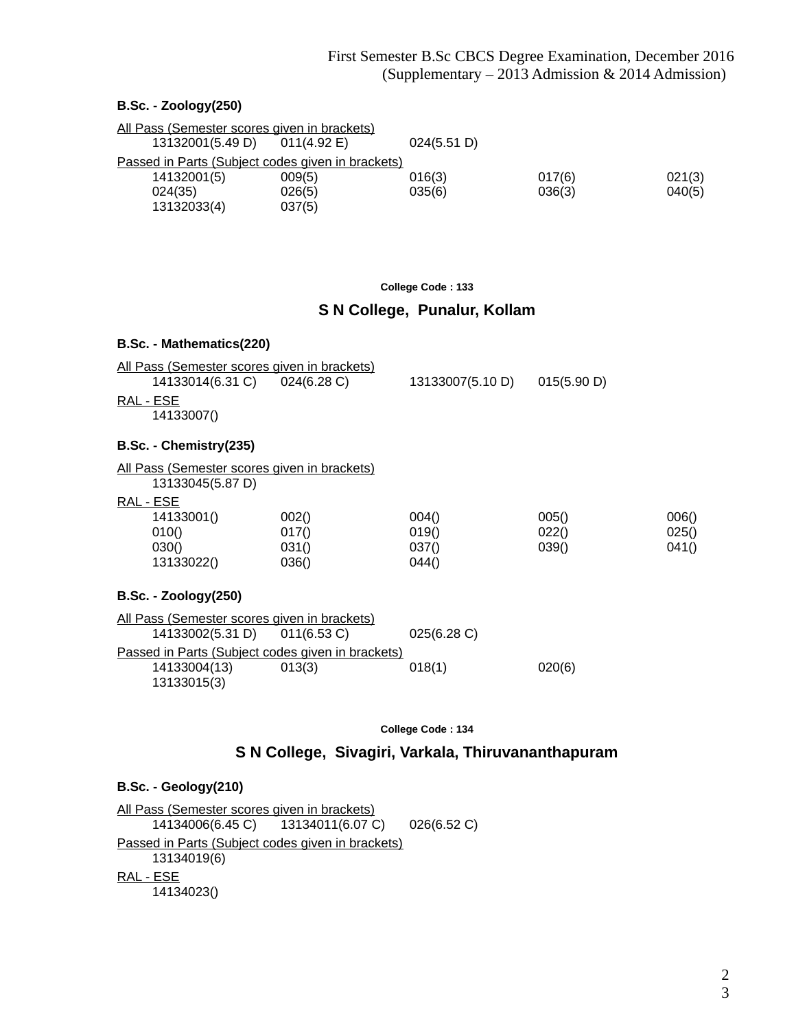First Semester B.Sc CBCS Degree Examination, December 2016
(Supplementary – 2013 Admission & 2014 Admission)

**B.Sc. - Zoology(250)**

All Pass (Semester scores given in brackets)

| | | |
|---|---|---|
| 13132001(5.49 D) | 011(4.92 E) | 024(5.51 D) |

Passed in Parts (Subject codes given in brackets)

| | | | | |
|---|---|---|---|---|
| 14132001(5) | 009(5) | 016(3) | 017(6) | 021(3) |
| 024(35) | 026(5) | 035(6) | 036(3) | 040(5) |
| 13132033(4) | 037(5) | | | |

College Code : 133

## S N College, Punalur, Kollam

**B.Sc. - Mathematics(220)**

All Pass (Semester scores given in brackets)

| | | | |
|---|---|---|---|
| 14133014(6.31 C) | 024(6.28 C) | 13133007(5.10 D) | 015(5.90 D) |

RAL - ESE

14133007()

**B.Sc. - Chemistry(235)**

All Pass (Semester scores given in brackets)

13133045(5.87 D)

RAL - ESE

| | | | | |
|---|---|---|---|---|
| 14133001() | 002() | 004() | 005() | 006() |
| 010() | 017() | 019() | 022() | 025() |
| 030() | 031() | 037() | 039() | 041() |
| 13133022() | 036() | 044() | | |

**B.Sc. - Zoology(250)**

All Pass (Semester scores given in brackets)

| | | |
|---|---|---|
| 14133002(5.31 D) | 011(6.53 C) | 025(6.28 C) |

Passed in Parts (Subject codes given in brackets)

| | | | |
|---|---|---|---|
| 14133004(13) | 013(3) | 018(1) | 020(6) |
| 13133015(3) | | | |

College Code : 134

## S N College, Sivagiri, Varkala, Thiruvananthapuram

**B.Sc. - Geology(210)**

All Pass (Semester scores given in brackets)

| | | |
|---|---|---|
| 14134006(6.45 C) | 13134011(6.07 C) | 026(6.52 C) |

Passed in Parts (Subject codes given in brackets)

13134019(6)

RAL - ESE

14134023()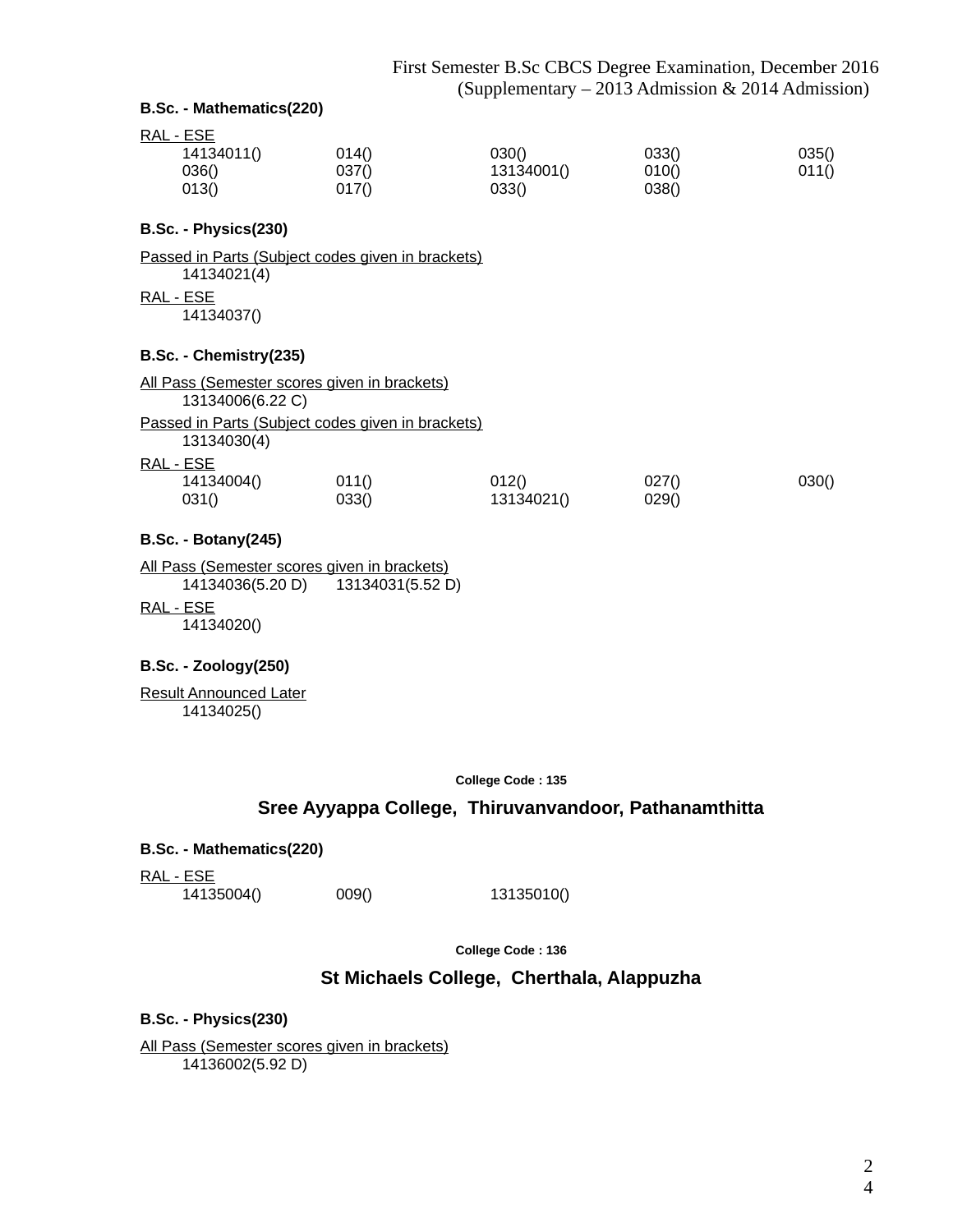**B.Sc. - Mathematics(220)**

RAL - ESE

| | | | | |
|---|---|---|---|---|
| 14134011() | 014() | 030() | 033() | 035() |
| 036() | 037() | 13134001() | 010() | 011() |
| 013() | 017() | 033() | 038() | |

**B.Sc. - Physics(230)**

Passed in Parts (Subject codes given in brackets)

14134021(4)

RAL - ESE

14134037()

**B.Sc. - Chemistry(235)**

All Pass (Semester scores given in brackets)

13134006(6.22 C)

Passed in Parts (Subject codes given in brackets)

13134030(4)

RAL - ESE

| | | | | |
|---|---|---|---|---|
| 14134004() | 011() | 012() | 027() | 030() |
| 031() | 033() | 13134021() | 029() | |

**B.Sc. - Botany(245)**

All Pass (Semester scores given in brackets)

14134036(5.20 D) 13134031(5.52 D)

RAL - ESE

14134020()

**B.Sc. - Zoology(250)**

Result Announced Later

14134025()

**College Code : 135**

## Sree Ayyappa College, Thiruvanvandoor, Pathanamthitta

**B.Sc. - Mathematics(220)**

RAL - ESE

14135004() 009() 13135010()

**College Code : 136**

## St Michaels College, Cherthala, Alappuzha

**B.Sc. - Physics(230)**

All Pass (Semester scores given in brackets)

14136002(5.92 D)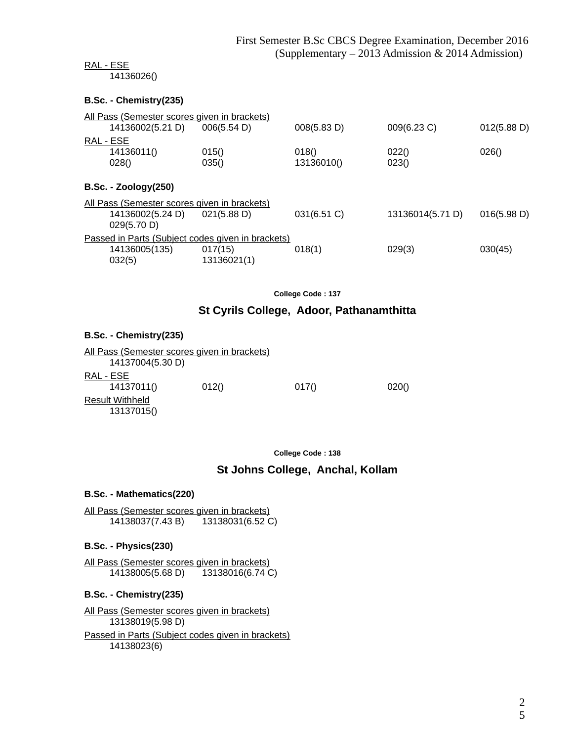RAL - ESE

14136026()

**B.Sc. - Chemistry(235)**

All Pass (Semester scores given in brackets)

| | | | | |
|---|---|---|---|---|
| 14136002(5.21 D) | 006(5.54 D) | 008(5.83 D) | 009(6.23 C) | 012(5.88 D) |

RAL - ESE

| | | | | |
|---|---|---|---|---|
| 14136011() | 015() | 018() | 022() | 026() |
| 028() | 035() | 13136010() | 023() | |

**B.Sc. - Zoology(250)**

All Pass (Semester scores given in brackets)

| | | | | |
|---|---|---|---|---|
| 14136002(5.24 D) | 021(5.88 D) | 031(6.51 C) | 13136014(5.71 D) | 016(5.98 D) |
| 029(5.70 D) | | | | |

Passed in Parts (Subject codes given in brackets)

| | | | | |
|---|---|---|---|---|
| 14136005(135) | 017(15) | 018(1) | 029(3) | 030(45) |
| 032(5) | 13136021(1) | | | |

College Code : 137

## St Cyrils College, Adoor, Pathanamthitta

**B.Sc. - Chemistry(235)**

All Pass (Semester scores given in brackets)

14137004(5.30 D)

RAL - ESE

| | | | |
|---|---|---|---|
| 14137011() | 012() | 017() | 020() |

Result Withheld

13137015()

College Code : 138

## St Johns College, Anchal, Kollam

**B.Sc. - Mathematics(220)**

All Pass (Semester scores given in brackets)

| | |
|---|---|
| 14138037(7.43 B) | 13138031(6.52 C) |

**B.Sc. - Physics(230)**

All Pass (Semester scores given in brackets)

| | |
|---|---|
| 14138005(5.68 D) | 13138016(6.74 C) |

**B.Sc. - Chemistry(235)**

All Pass (Semester scores given in brackets)

13138019(5.98 D)

Passed in Parts (Subject codes given in brackets)

14138023(6)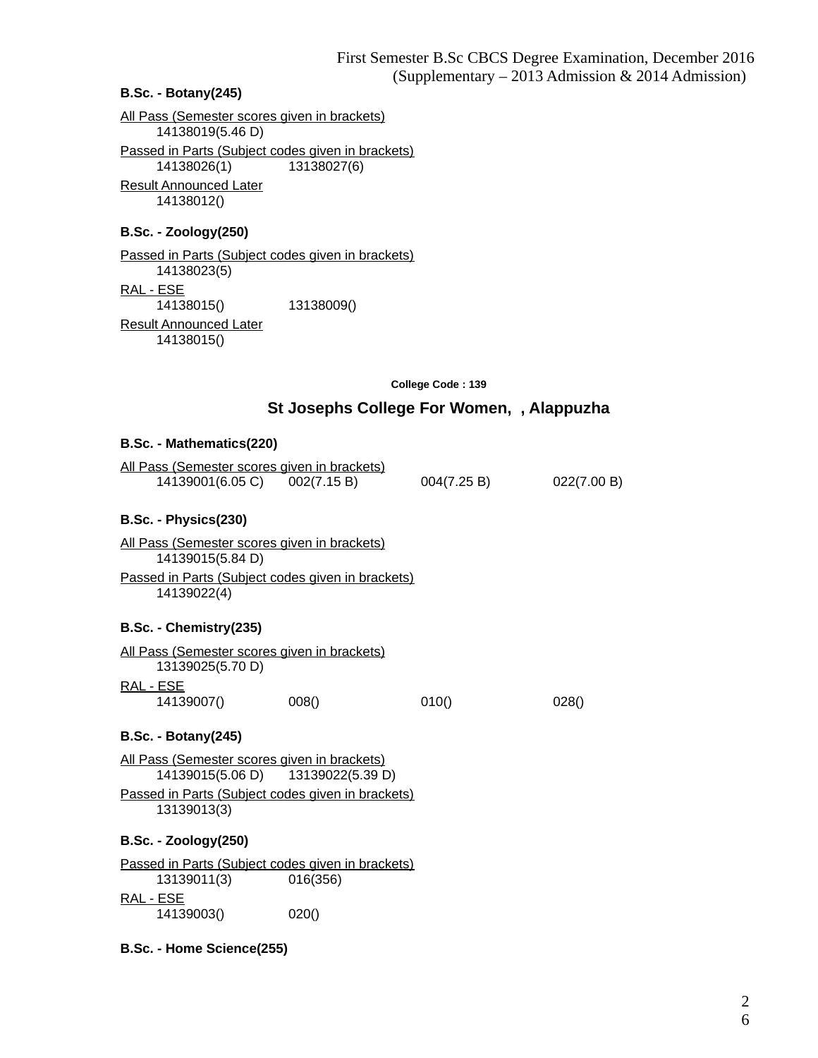#### B.Sc. - Botany(245)

All Pass (Semester scores given in brackets)

14138019(5.46 D)

Passed in Parts (Subject codes given in brackets)

14138026(1) 13138027(6)

Result Announced Later

14138012()

#### B.Sc. - Zoology(250)

Passed in Parts (Subject codes given in brackets)

14138023(5)

RAL - ESE

14138015() 13138009()

Result Announced Later

14138015()

College Code : 139

## St Josephs College For Women, , Alappuzha

#### B.Sc. - Mathematics(220)

All Pass (Semester scores given in brackets)

14139001(6.05 C) 002(7.15 B) 004(7.25 B) 022(7.00 B)

#### B.Sc. - Physics(230)

All Pass (Semester scores given in brackets)

14139015(5.84 D)

Passed in Parts (Subject codes given in brackets)

14139022(4)

#### B.Sc. - Chemistry(235)

All Pass (Semester scores given in brackets)

13139025(5.70 D)

RAL - ESE

14139007() 008() 010() 028()

#### B.Sc. - Botany(245)

All Pass (Semester scores given in brackets)

14139015(5.06 D) 13139022(5.39 D)

Passed in Parts (Subject codes given in brackets)

13139013(3)

#### B.Sc. - Zoology(250)

Passed in Parts (Subject codes given in brackets)

13139011(3) 016(356)

RAL - ESE

14139003() 020()

#### B.Sc. - Home Science(255)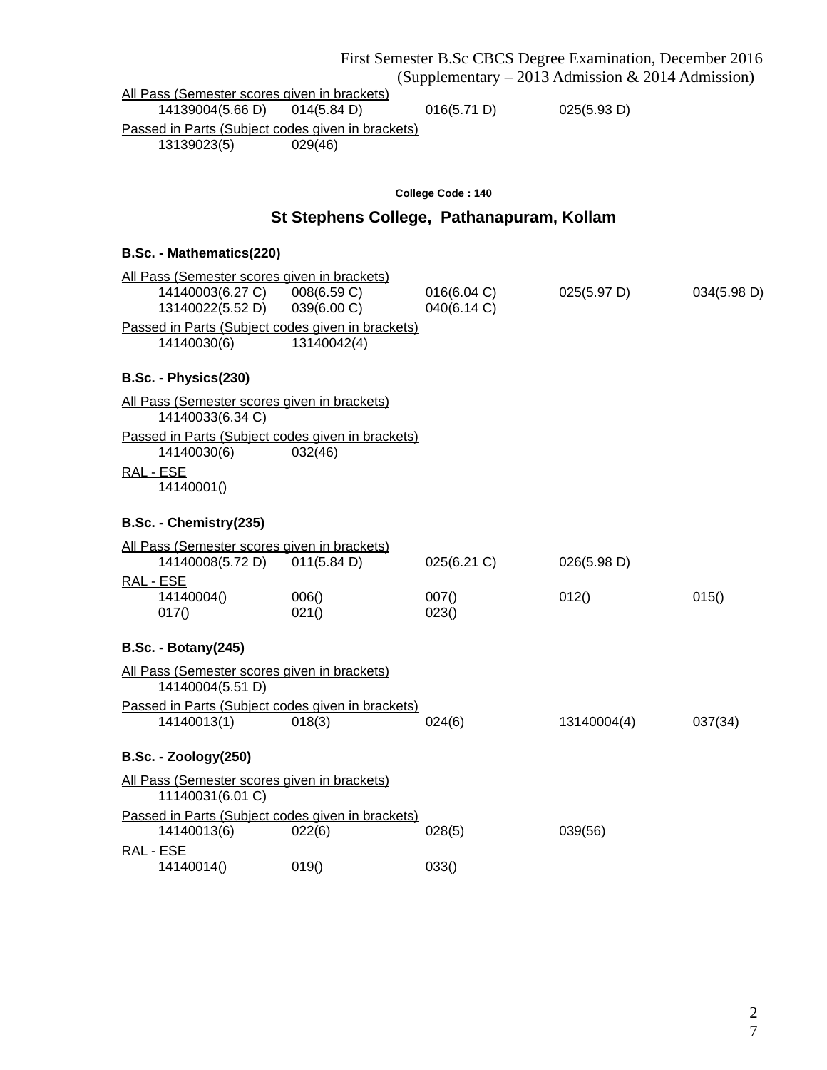All Pass (Semester scores given in brackets)

| | | | |
|---|---|---|---|
| 14139004(5.66 D) | 014(5.84 D) | 016(5.71 D) | 025(5.93 D) |

Passed in Parts (Subject codes given in brackets)

| | |
|---|---|
| 13139023(5) | 029(46) |

**College Code : 140**

## St Stephens College, Pathanapuram, Kollam

### B.Sc. - Mathematics(220)

All Pass (Semester scores given in brackets)

| | | | | |
|---|---|---|---|---|
| 14140003(6.27 C) | 008(6.59 C) | 016(6.04 C) | 025(5.97 D) | 034(5.98 D) |
| 13140022(5.52 D) | 039(6.00 C) | 040(6.14 C) | | |

Passed in Parts (Subject codes given in brackets)

| | |
|---|---|
| 14140030(6) | 13140042(4) |

### B.Sc. - Physics(230)

All Pass (Semester scores given in brackets)

14140033(6.34 C)

Passed in Parts (Subject codes given in brackets)

| | |
|---|---|
| 14140030(6) | 032(46) |

RAL - ESE

14140001()

### B.Sc. - Chemistry(235)

All Pass (Semester scores given in brackets)

| | | | |
|---|---|---|---|
| 14140008(5.72 D) | 011(5.84 D) | 025(6.21 C) | 026(5.98 D) |

RAL - ESE

| | | | | |
|---|---|---|---|---|
| 14140004() | 006() | 007() | 012() | 015() |
| 017() | 021() | 023() | | |

### B.Sc. - Botany(245)

All Pass (Semester scores given in brackets)

14140004(5.51 D)

Passed in Parts (Subject codes given in brackets)

| | | | | |
|---|---|---|---|---|
| 14140013(1) | 018(3) | 024(6) | 13140004(4) | 037(34) |

### B.Sc. - Zoology(250)

All Pass (Semester scores given in brackets)

11140031(6.01 C)

Passed in Parts (Subject codes given in brackets)

| | | | |
|---|---|---|---|
| 14140013(6) | 022(6) | 028(5) | 039(56) |

RAL - ESE

| | | |
|---|---|---|
| 14140014() | 019() | 033() |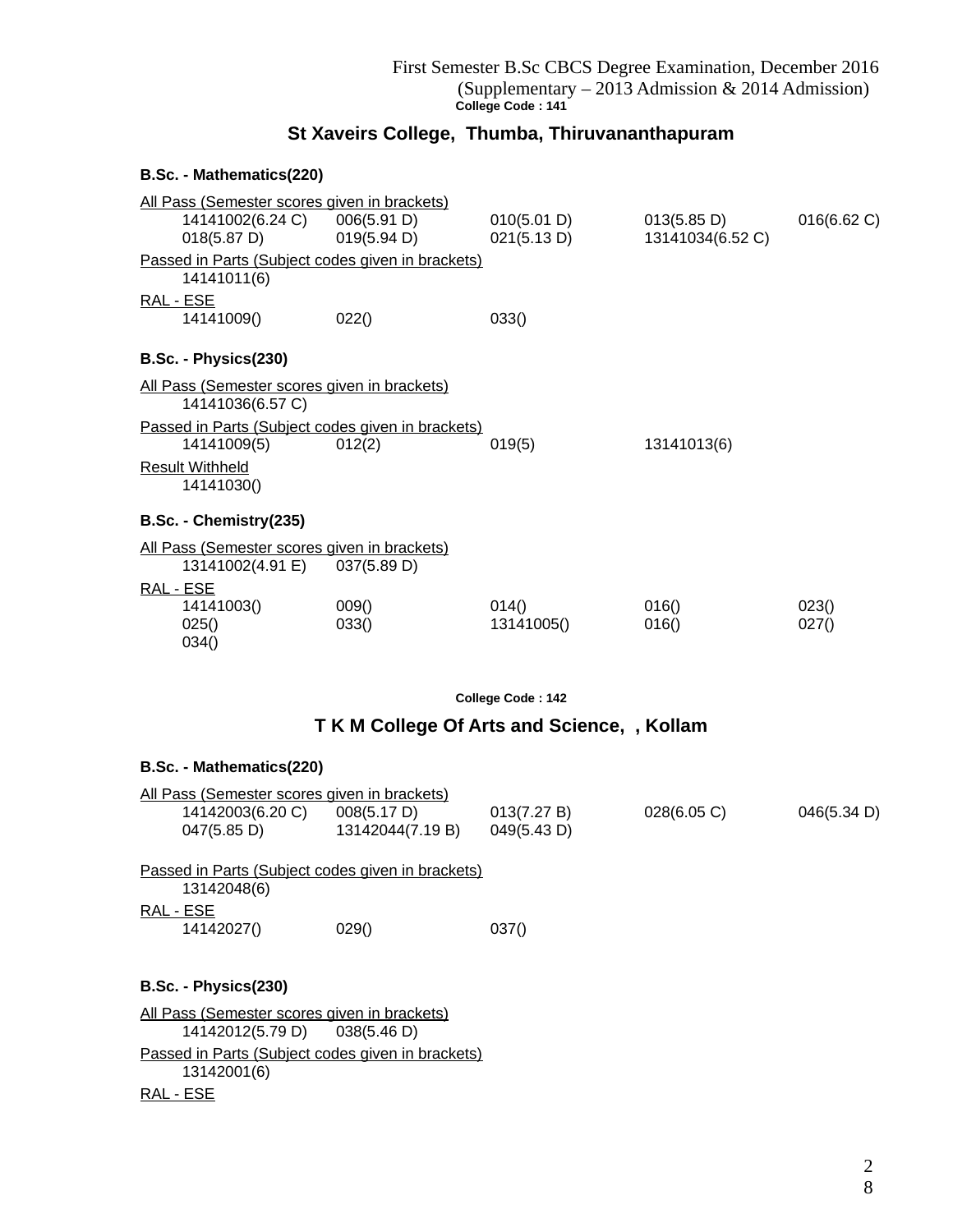First Semester B.Sc CBCS Degree Examination, December 2016
(Supplementary – 2013 Admission & 2014 Admission)

**College Code : 141**

## St Xaveirs College, Thumba, Thiruvananthapuram

### B.Sc. - Mathematics(220)

All Pass (Semester scores given in brackets)

| | | | | |
|---|---|---|---|---|
| 14141002(6.24 C) | 006(5.91 D) | 010(5.01 D) | 013(5.85 D) | 016(6.62 C) |
| 018(5.87 D) | 019(5.94 D) | 021(5.13 D) | 13141034(6.52 C) | |

Passed in Parts (Subject codes given in brackets)

14141011(6)

RAL - ESE

| | | |
|---|---|---|
| 14141009() | 022() | 033() |

### B.Sc. - Physics(230)

All Pass (Semester scores given in brackets)

14141036(6.57 C)

Passed in Parts (Subject codes given in brackets)

| | | | |
|---|---|---|---|
| 14141009(5) | 012(2) | 019(5) | 13141013(6) |

Result Withheld

14141030()

### B.Sc. - Chemistry(235)

All Pass (Semester scores given in brackets)

| | |
|---|---|
| 13141002(4.91 E) | 037(5.89 D) |

RAL - ESE

| | | | | |
|---|---|---|---|---|
| 14141003() | 009() | 014() | 016() | 023() |
| 025() | 033() | 13141005() | 016() | 027() |
| 034() | | | | |

**College Code : 142**

## T K M College Of Arts and Science, , Kollam

### B.Sc. - Mathematics(220)

All Pass (Semester scores given in brackets)

| | | | | |
|---|---|---|---|---|
| 14142003(6.20 C) | 008(5.17 D) | 013(7.27 B) | 028(6.05 C) | 046(5.34 D) |
| 047(5.85 D) | 13142044(7.19 B) | 049(5.43 D) | | |

Passed in Parts (Subject codes given in brackets)

13142048(6)

RAL - ESE

| | | |
|---|---|---|
| 14142027() | 029() | 037() |

### B.Sc. - Physics(230)

All Pass (Semester scores given in brackets)

| | |
|---|---|
| 14142012(5.79 D) | 038(5.46 D) |

Passed in Parts (Subject codes given in brackets)

13142001(6)

RAL - ESE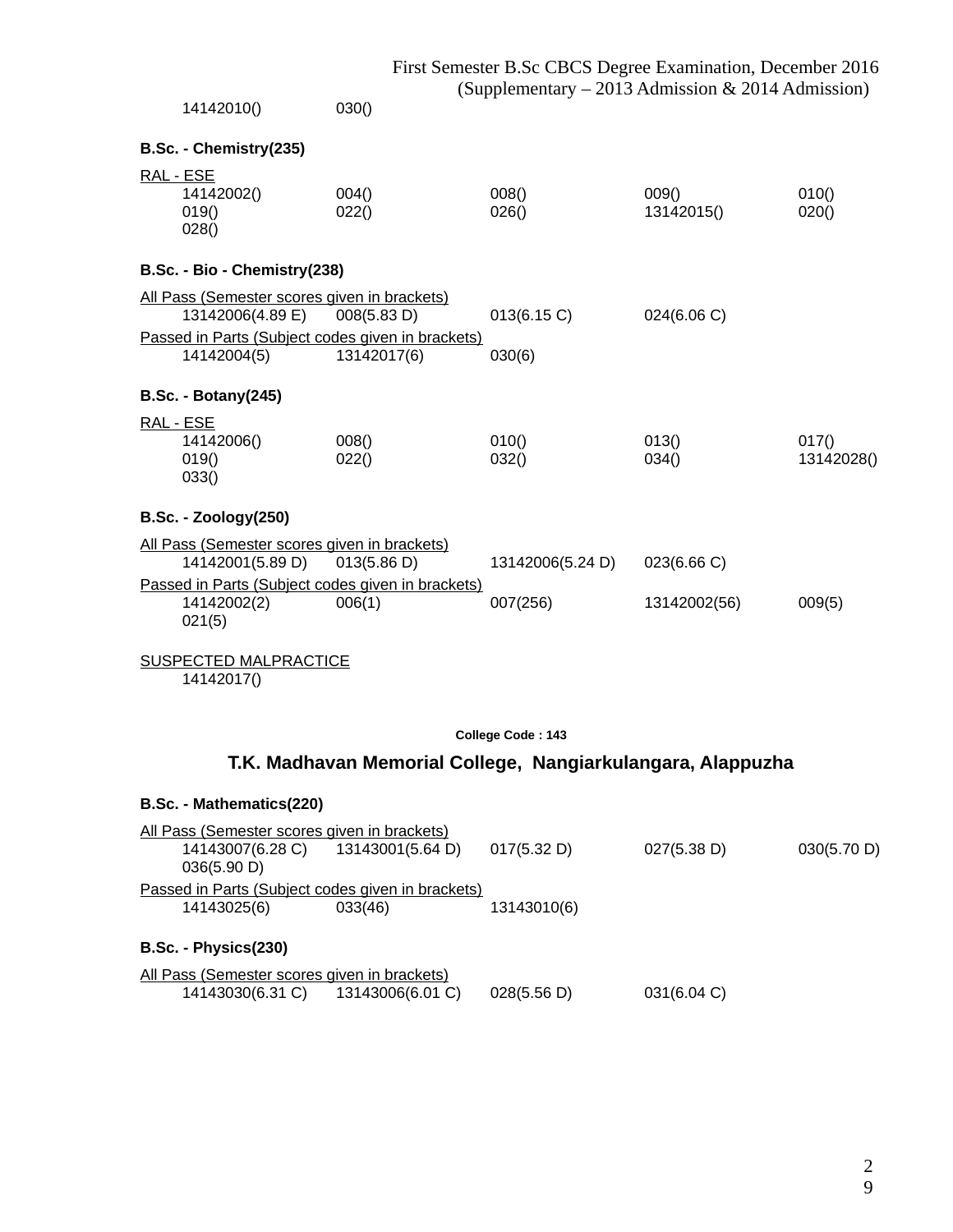14142010()	030()

**B.Sc. - Chemistry(235)**

RAL - ESE

| | | | | |
|---|---|---|---|---|
| 14142002() | 004() | 008() | 009() | 010() |
| 019() | 022() | 026() | 13142015() | 020() |
| 028() | | | | |

**B.Sc. - Bio - Chemistry(238)**

All Pass (Semester scores given in brackets)

| | | | |
|---|---|---|---|
| 13142006(4.89 E) | 008(5.83 D) | 013(6.15 C) | 024(6.06 C) |

Passed in Parts (Subject codes given in brackets)

| | | |
|---|---|---|
| 14142004(5) | 13142017(6) | 030(6) |

**B.Sc. - Botany(245)**

RAL - ESE

| | | | | |
|---|---|---|---|---|
| 14142006() | 008() | 010() | 013() | 017() |
| 019() | 022() | 032() | 034() | 13142028() |
| 033() | | | | |

**B.Sc. - Zoology(250)**

All Pass (Semester scores given in brackets)

| | | | |
|---|---|---|---|
| 14142001(5.89 D) | 013(5.86 D) | 13142006(5.24 D) | 023(6.66 C) |

Passed in Parts (Subject codes given in brackets)

| | | | | |
|---|---|---|---|---|
| 14142002(2) | 006(1) | 007(256) | 13142002(56) | 009(5) |
| 021(5) | | | | |

SUSPECTED MALPRACTICE

14142017()

College Code : 143

## T.K. Madhavan Memorial College, Nangiarkulangara, Alappuzha

**B.Sc. - Mathematics(220)**

All Pass (Semester scores given in brackets)

| | | | | |
|---|---|---|---|---|
| 14143007(6.28 C) | 13143001(5.64 D) | 017(5.32 D) | 027(5.38 D) | 030(5.70 D) |
| 036(5.90 D) | | | | |

Passed in Parts (Subject codes given in brackets)

| | | |
|---|---|---|
| 14143025(6) | 033(46) | 13143010(6) |

**B.Sc. - Physics(230)**

All Pass (Semester scores given in brackets)

| | | | |
|---|---|---|---|
| 14143030(6.31 C) | 13143006(6.01 C) | 028(5.56 D) | 031(6.04 C) |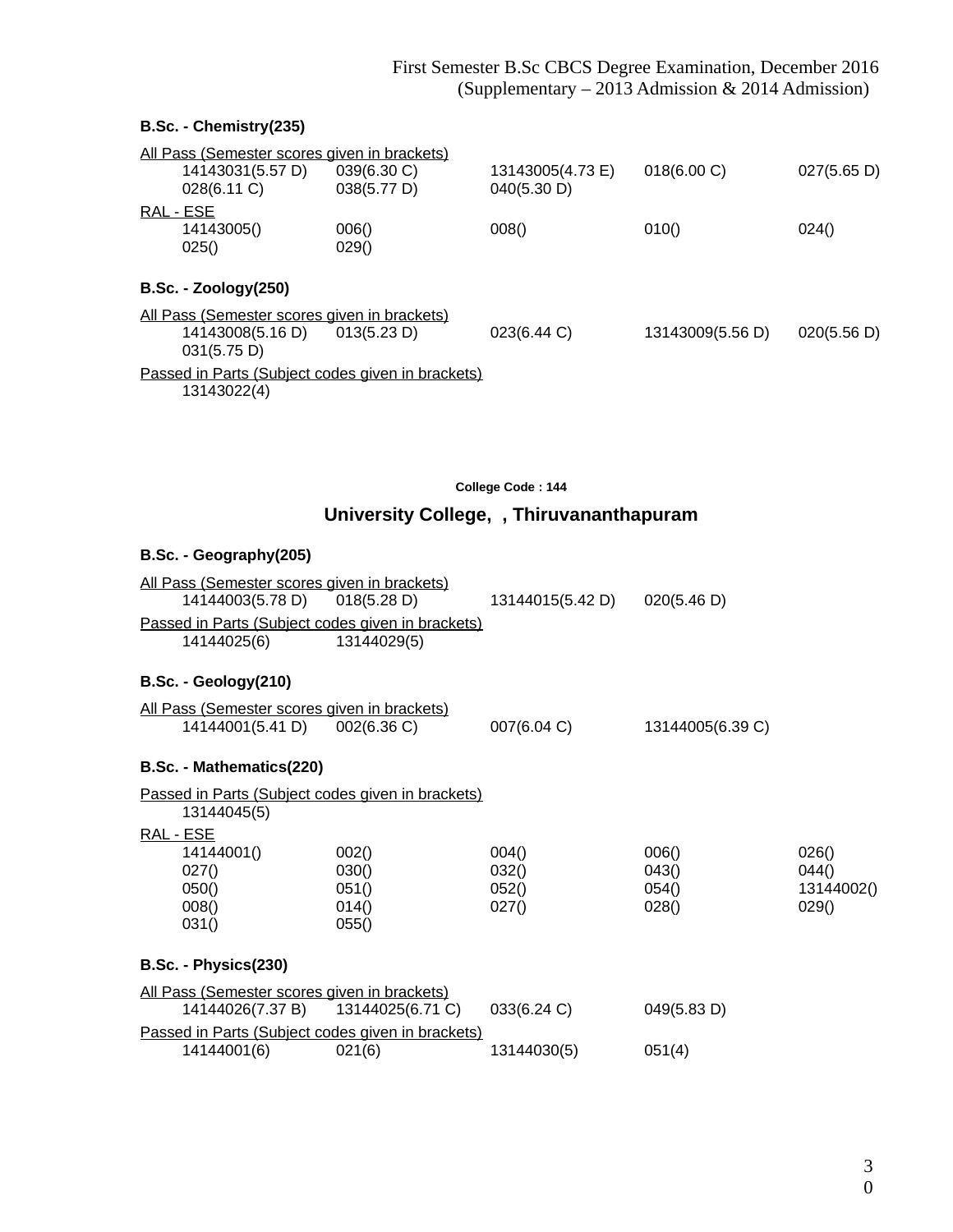First Semester B.Sc CBCS Degree Examination, December 2016
(Supplementary – 2013 Admission & 2014 Admission)

**B.Sc. - Chemistry(235)**

All Pass (Semester scores given in brackets)

| | | | | |
|---|---|---|---|---|
| 14143031(5.57 D) | 039(6.30 C) | 13143005(4.73 E) | 018(6.00 C) | 027(5.65 D) |
| 028(6.11 C) | 038(5.77 D) | 040(5.30 D) | | |

RAL - ESE

| | | | | |
|---|---|---|---|---|
| 14143005() | 006() | 008() | 010() | 024() |
| 025() | 029() | | | |

**B.Sc. - Zoology(250)**

All Pass (Semester scores given in brackets)

| | | | | |
|---|---|---|---|---|
| 14143008(5.16 D) | 013(5.23 D) | 023(6.44 C) | 13143009(5.56 D) | 020(5.56 D) |
| 031(5.75 D) | | | | |

Passed in Parts (Subject codes given in brackets)

13143022(4)

College Code : 144

## University College, , Thiruvananthapuram

**B.Sc. - Geography(205)**

All Pass (Semester scores given in brackets)

| | | | |
|---|---|---|---|
| 14144003(5.78 D) | 018(5.28 D) | 13144015(5.42 D) | 020(5.46 D) |

Passed in Parts (Subject codes given in brackets)

| | |
|---|---|
| 14144025(6) | 13144029(5) |

**B.Sc. - Geology(210)**

All Pass (Semester scores given in brackets)

| | | | |
|---|---|---|---|
| 14144001(5.41 D) | 002(6.36 C) | 007(6.04 C) | 13144005(6.39 C) |

**B.Sc. - Mathematics(220)**

Passed in Parts (Subject codes given in brackets)

13144045(5)

RAL - ESE

| | | | | |
|---|---|---|---|---|
| 14144001() | 002() | 004() | 006() | 026() |
| 027() | 030() | 032() | 043() | 044() |
| 050() | 051() | 052() | 054() | 13144002() |
| 008() | 014() | 027() | 028() | 029() |
| 031() | 055() | | | |

**B.Sc. - Physics(230)**

All Pass (Semester scores given in brackets)

| | | | |
|---|---|---|---|
| 14144026(7.37 B) | 13144025(6.71 C) | 033(6.24 C) | 049(5.83 D) |

Passed in Parts (Subject codes given in brackets)

| | | | |
|---|---|---|---|
| 14144001(6) | 021(6) | 13144030(5) | 051(4) |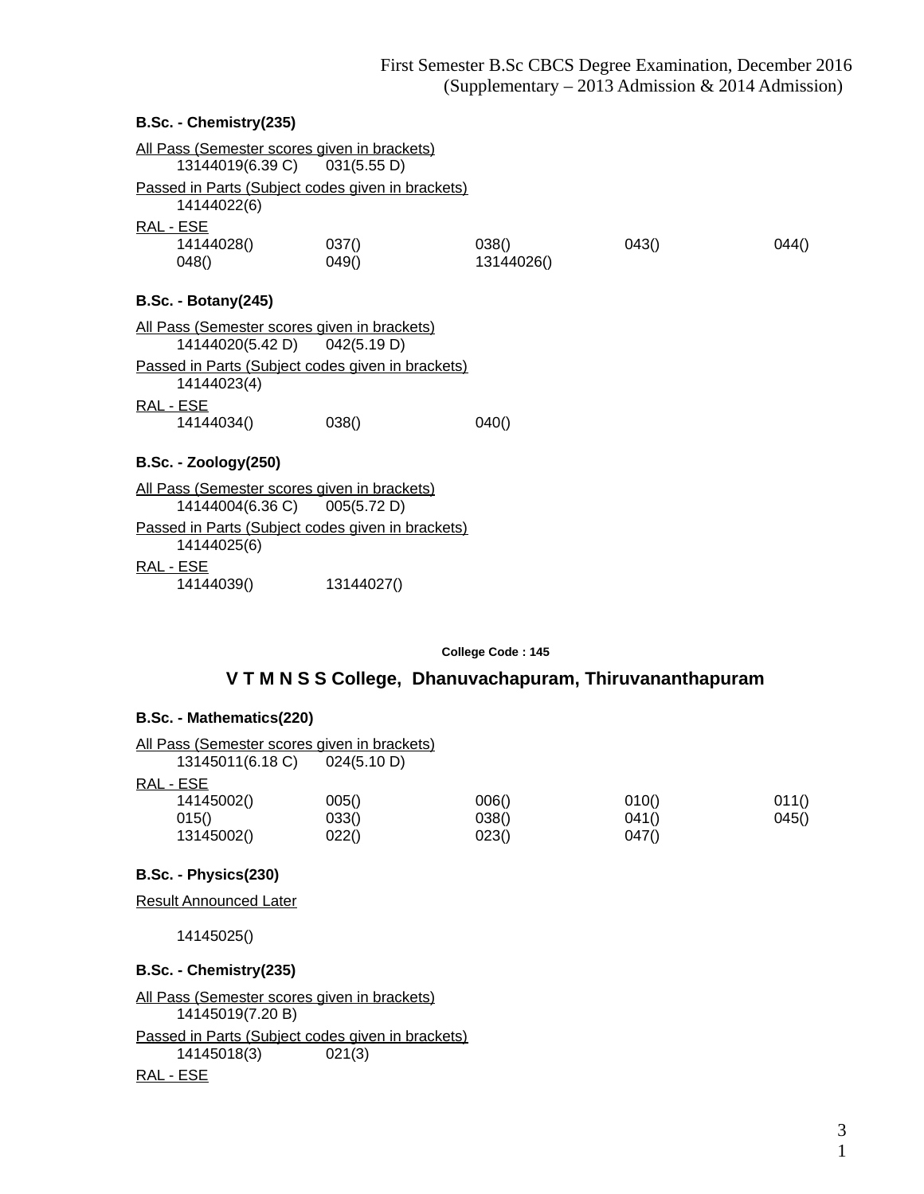### B.Sc. - Chemistry(235)

All Pass (Semester scores given in brackets)

| | |
|---|---|
| 13144019(6.39 C) | 031(5.55 D) |

Passed in Parts (Subject codes given in brackets)

14144022(6)

RAL - ESE

| | | | | |
|---|---|---|---|---|
| 14144028() | 037() | 038() | 043() | 044() |
| 048() | 049() | 13144026() | | |

### B.Sc. - Botany(245)

All Pass (Semester scores given in brackets)

| | |
|---|---|
| 14144020(5.42 D) | 042(5.19 D) |

Passed in Parts (Subject codes given in brackets)

14144023(4)

RAL - ESE

| | | |
|---|---|---|
| 14144034() | 038() | 040() |

### B.Sc. - Zoology(250)

All Pass (Semester scores given in brackets)

| | |
|---|---|
| 14144004(6.36 C) | 005(5.72 D) |

Passed in Parts (Subject codes given in brackets)

14144025(6)

RAL - ESE

| | |
|---|---|
| 14144039() | 13144027() |

**College Code : 145**

## V T M N S S College, Dhanuvachapuram, Thiruvananthapuram

### B.Sc. - Mathematics(220)

All Pass (Semester scores given in brackets)

| | |
|---|---|
| 13145011(6.18 C) | 024(5.10 D) |

RAL - ESE

| | | | | |
|---|---|---|---|---|
| 14145002() | 005() | 006() | 010() | 011() |
| 015() | 033() | 038() | 041() | 045() |
| 13145002() | 022() | 023() | 047() | |

### B.Sc. - Physics(230)

Result Announced Later

14145025()

### B.Sc. - Chemistry(235)

All Pass (Semester scores given in brackets)

14145019(7.20 B)

Passed in Parts (Subject codes given in brackets)

| | |
|---|---|
| 14145018(3) | 021(3) |

RAL - ESE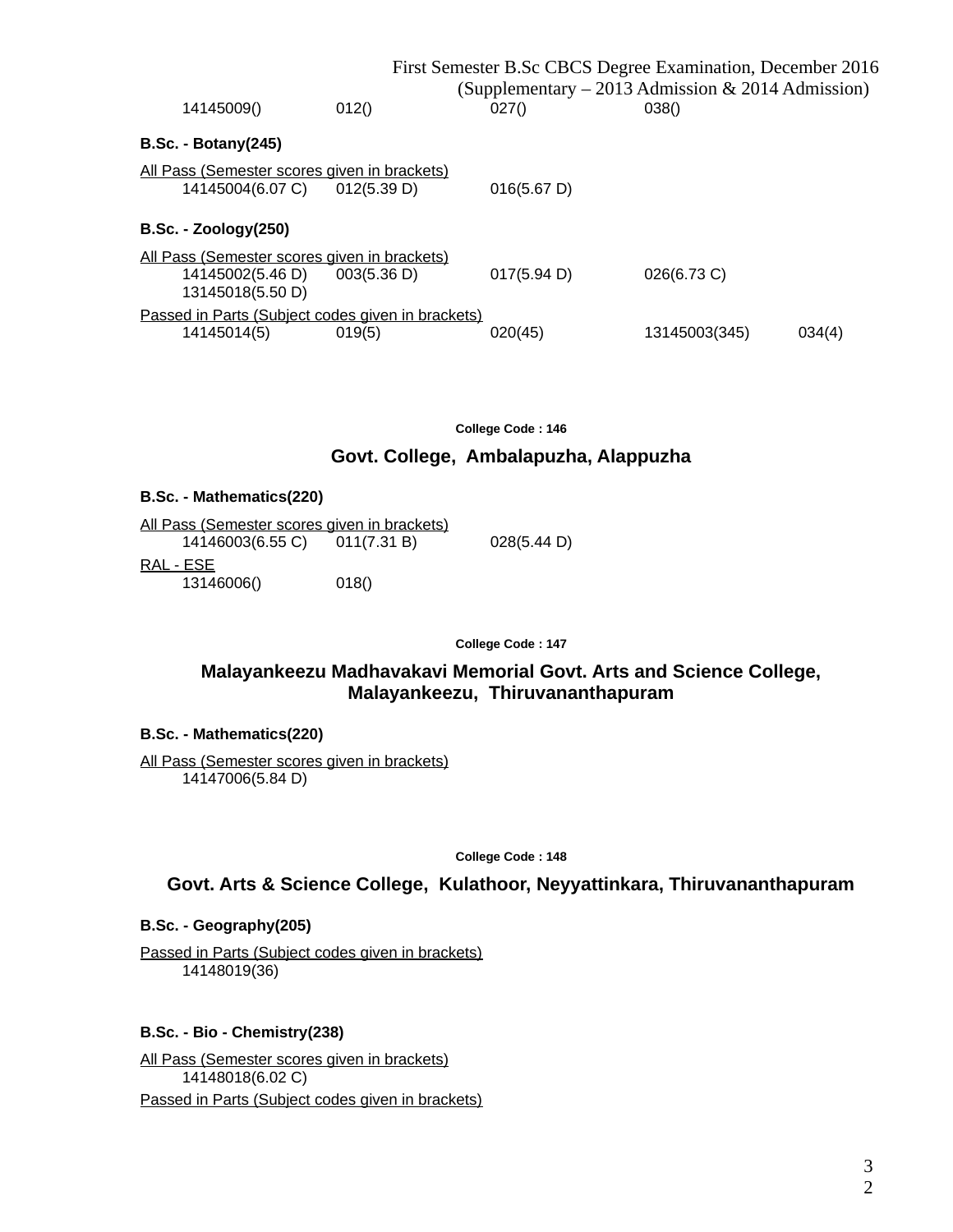14145009()    012()    027()    038()

**B.Sc. - Botany(245)**

All Pass (Semester scores given in brackets)

14145004(6.07 C)    012(5.39 D)    016(5.67 D)

**B.Sc. - Zoology(250)**

All Pass (Semester scores given in brackets)

14145002(5.46 D)    003(5.36 D)    017(5.94 D)    026(6.73 C)
13145018(5.50 D)

Passed in Parts (Subject codes given in brackets)

14145014(5)    019(5)    020(45)    13145003(345)    034(4)

College Code : 146

## Govt. College, Ambalapuzha, Alappuzha

**B.Sc. - Mathematics(220)**

All Pass (Semester scores given in brackets)

14146003(6.55 C)    011(7.31 B)    028(5.44 D)

RAL - ESE

13146006()    018()

College Code : 147

## Malayankeezu Madhavakavi Memorial Govt. Arts and Science College, Malayankeezu, Thiruvananthapuram

**B.Sc. - Mathematics(220)**

All Pass (Semester scores given in brackets)

14147006(5.84 D)

College Code : 148

## Govt. Arts & Science College, Kulathoor, Neyyattinkara, Thiruvananthapuram

**B.Sc. - Geography(205)**

Passed in Parts (Subject codes given in brackets)

14148019(36)

**B.Sc. - Bio - Chemistry(238)**

All Pass (Semester scores given in brackets)

14148018(6.02 C)

Passed in Parts (Subject codes given in brackets)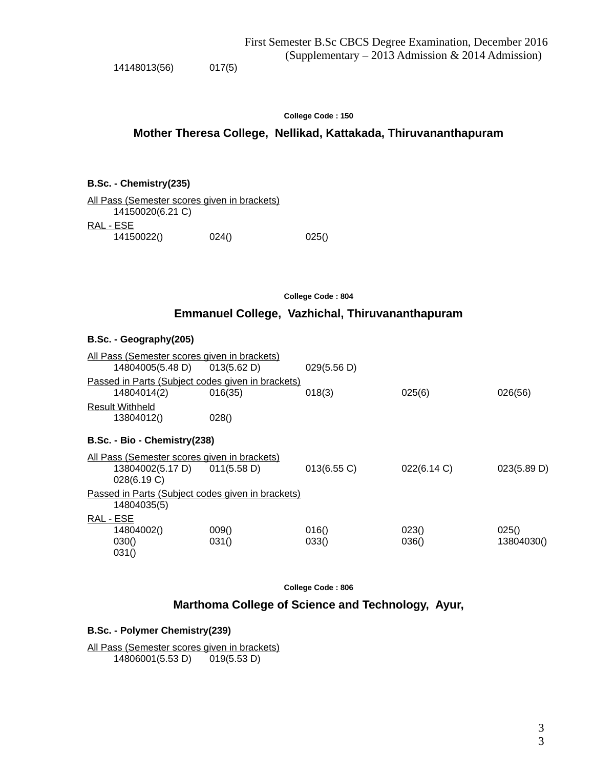14148013(56) 017(5)

**College Code : 150**

## Mother Theresa College, Nellikad, Kattakada, Thiruvananthapuram

### B.Sc. - Chemistry(235)

All Pass (Semester scores given in brackets)

14150020(6.21 C)

RAL - ESE

14150022() 024() 025()

**College Code : 804**

## Emmanuel College, Vazhichal, Thiruvananthapuram

### B.Sc. - Geography(205)

All Pass (Semester scores given in brackets)

14804005(5.48 D) 013(5.62 D) 029(5.56 D)

Passed in Parts (Subject codes given in brackets)

14804014(2) 016(35) 018(3) 025(6) 026(56)

Result Withheld

13804012() 028()

### B.Sc. - Bio - Chemistry(238)

All Pass (Semester scores given in brackets)

13804002(5.17 D) 011(5.58 D) 013(6.55 C) 022(6.14 C) 023(5.89 D)
028(6.19 C)

Passed in Parts (Subject codes given in brackets)

14804035(5)

RAL - ESE

14804002() 009() 016() 023() 025()
030() 031() 033() 036() 13804030()
031()

**College Code : 806**

## Marthoma College of Science and Technology, Ayur,

### B.Sc. - Polymer Chemistry(239)

All Pass (Semester scores given in brackets)

14806001(5.53 D) 019(5.53 D)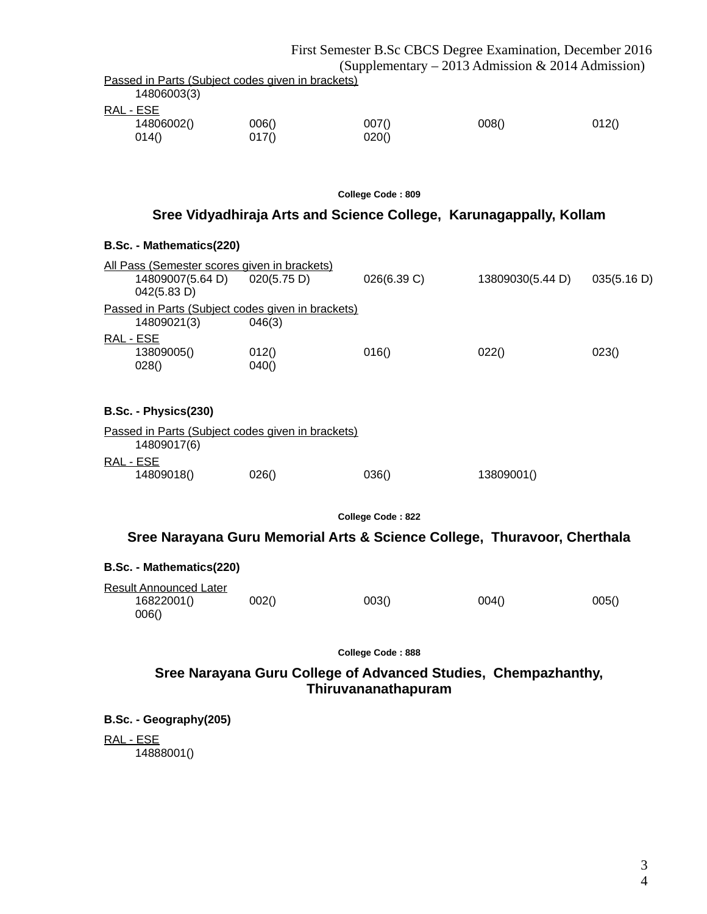Passed in Parts (Subject codes given in brackets)

14806003(3)

RAL - ESE

| 14806002() | 006() | 007() | 008() | 012() |
|---|---|---|---|---|
| 014() | 017() | 020() | | |

College Code : 809

## Sree Vidyadhiraja Arts and Science College, Karunagappally, Kollam

### B.Sc. - Mathematics(220)

All Pass (Semester scores given in brackets)

| 14809007(5.64 D) | 020(5.75 D) | 026(6.39 C) | 13809030(5.44 D) | 035(5.16 D) |
|---|---|---|---|---|
| 042(5.83 D) | | | | |

Passed in Parts (Subject codes given in brackets)

| 14809021(3) | 046(3) |
|---|---|

RAL - ESE

| 13809005() | 012() | 016() | 022() | 023() |
|---|---|---|---|---|
| 028() | 040() | | | |

### B.Sc. - Physics(230)

Passed in Parts (Subject codes given in brackets)

14809017(6)

RAL - ESE

| 14809018() | 026() | 036() | 13809001() |
|---|---|---|---|

College Code : 822

## Sree Narayana Guru Memorial Arts & Science College, Thuravoor, Cherthala

### B.Sc. - Mathematics(220)

Result Announced Later

| 16822001() | 002() | 003() | 004() | 005() |
|---|---|---|---|---|
| 006() | | | | |

College Code : 888

## Sree Narayana Guru College of Advanced Studies, Chempazhanthy, Thiruvananathapuram

### B.Sc. - Geography(205)

RAL - ESE

14888001()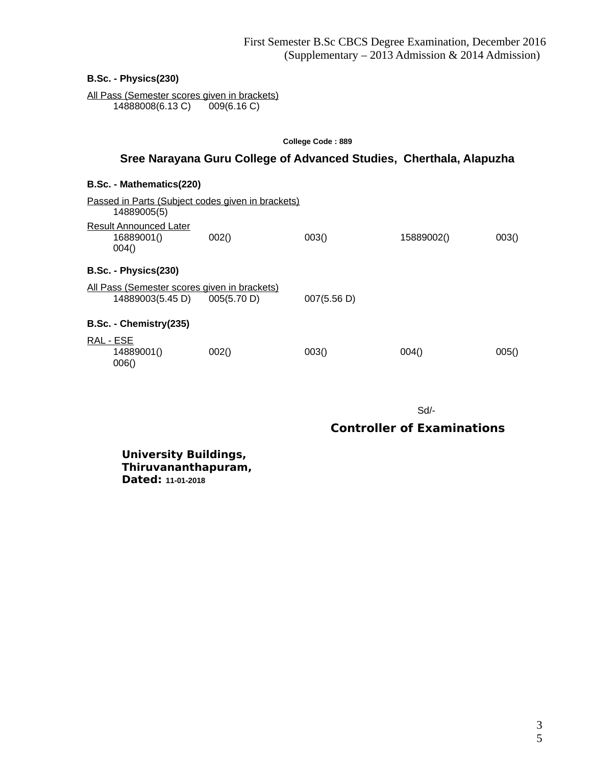First Semester B.Sc CBCS Degree Examination, December 2016
(Supplementary – 2013 Admission & 2014 Admission)

**B.Sc. - Physics(230)**

All Pass (Semester scores given in brackets)

14888008(6.13 C)    009(6.16 C)

College Code : 889

## Sree Narayana Guru College of Advanced Studies, Cherthala, Alapuzha

**B.Sc. - Mathematics(220)**

Passed in Parts (Subject codes given in brackets)

14889005(5)

Result Announced Later

16889001()    002()    003()    15889002()    003()
004()

**B.Sc. - Physics(230)**

All Pass (Semester scores given in brackets)

14889003(5.45 D)    005(5.70 D)    007(5.56 D)

**B.Sc. - Chemistry(235)**

RAL - ESE

14889001()    002()    003()    004()    005()
006()

Sd/-

**Controller of Examinations**

**University Buildings,**
**Thiruvananthapuram,**
**Dated: 11-01-2018**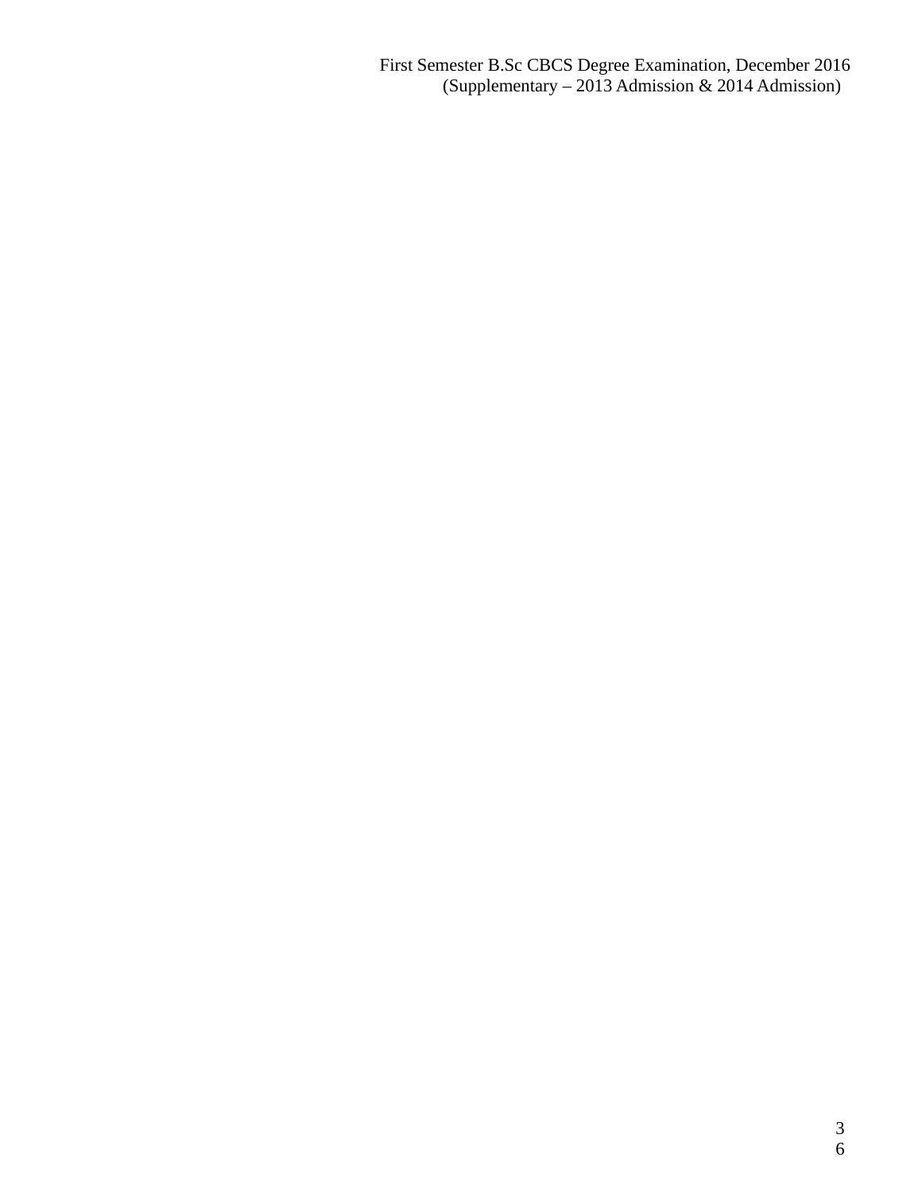First Semester B.Sc CBCS Degree Examination, December 2016
(Supplementary – 2013 Admission & 2014 Admission)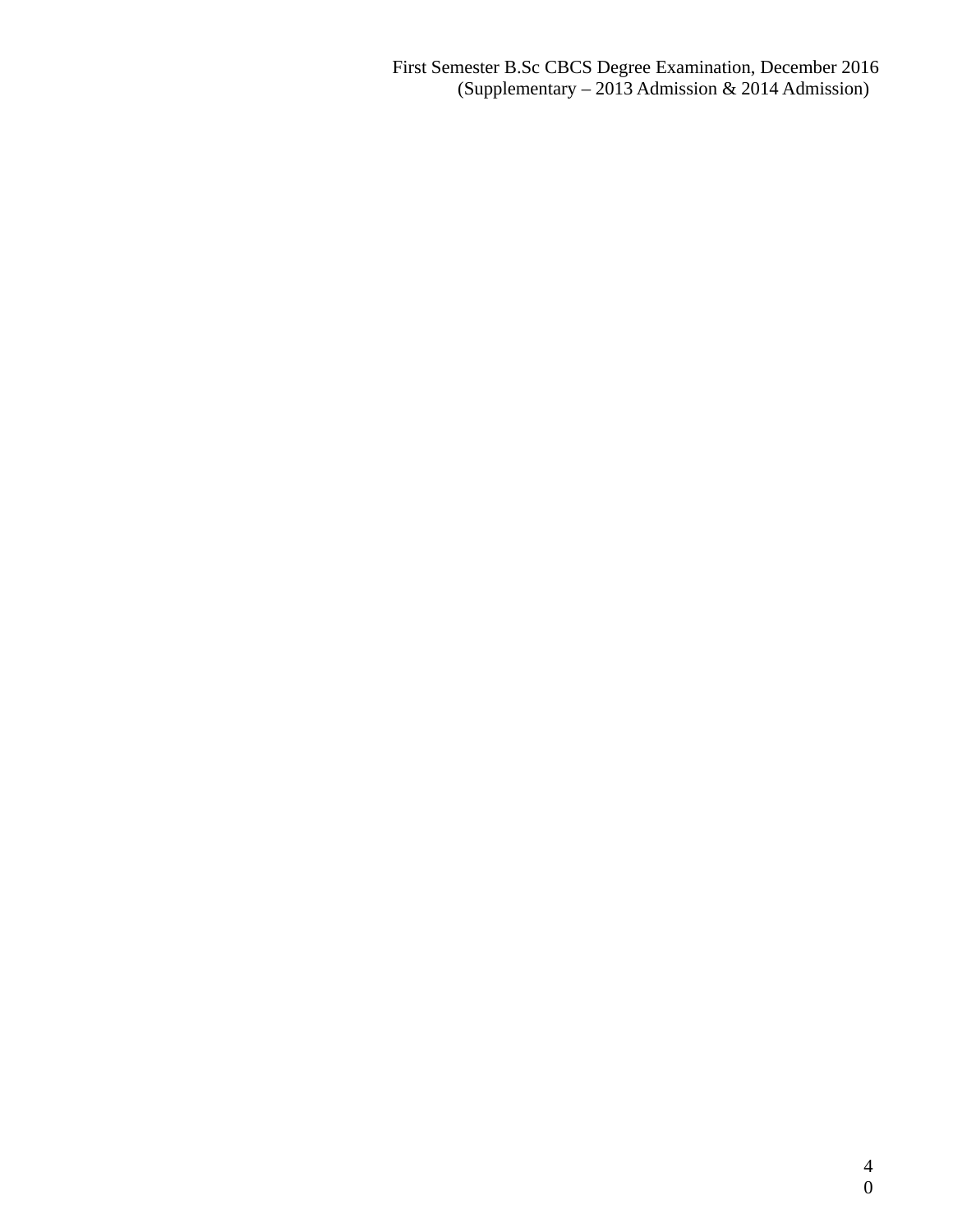First Semester B.Sc CBCS Degree Examination, December 2016
(Supplementary – 2013 Admission & 2014 Admission)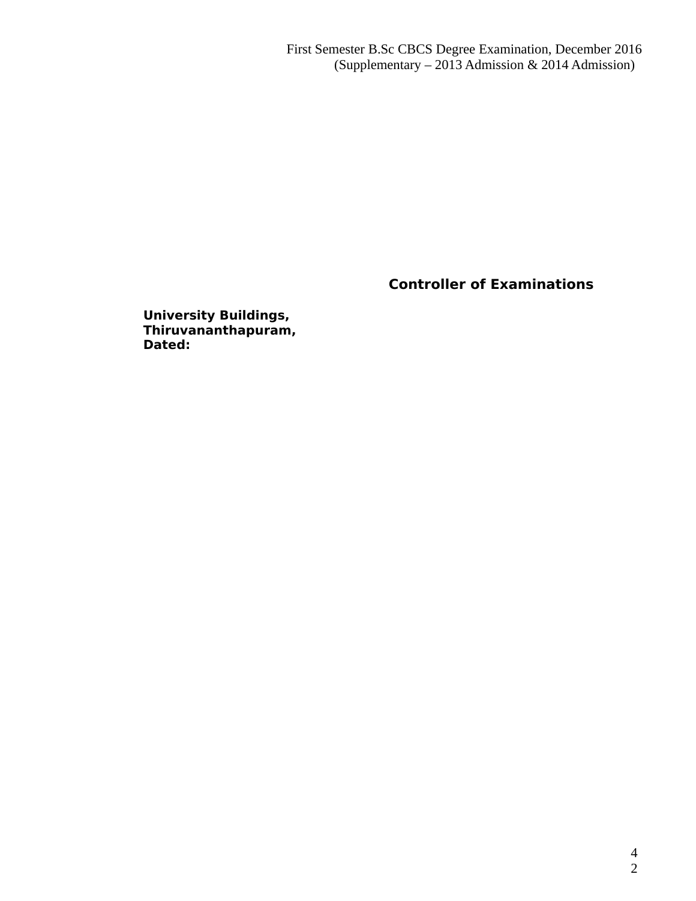**Controller of Examinations**

**University Buildings,**
**Thiruvananthapuram,**
**Dated:**